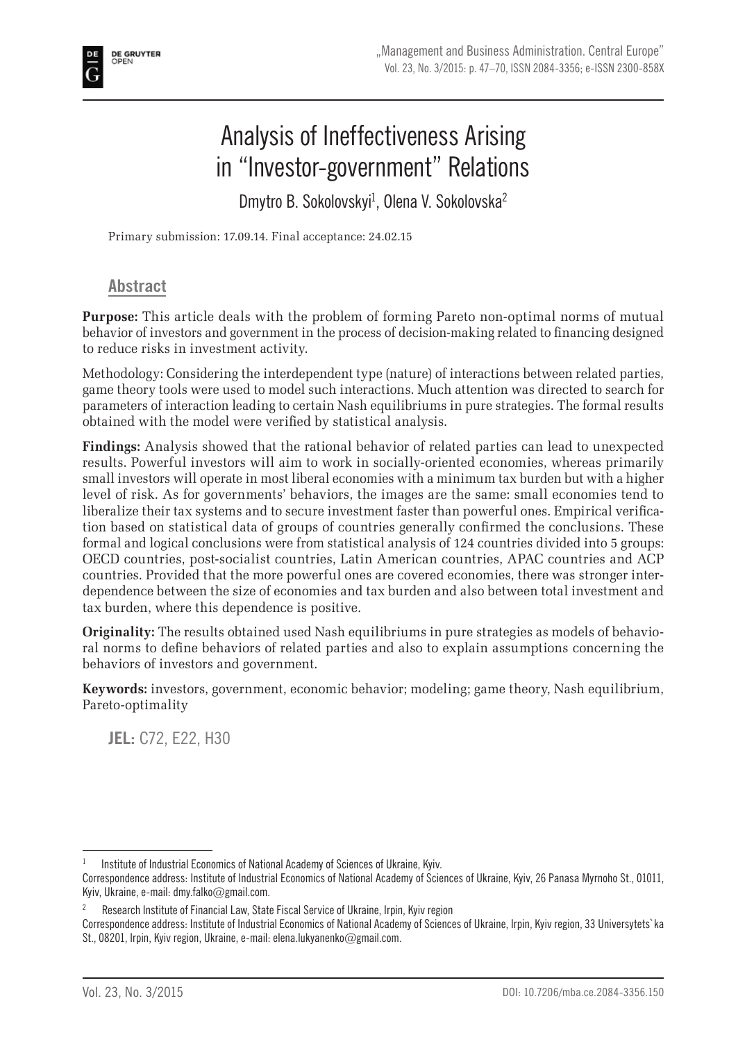# Analysis of Ineffectiveness Arising in "Investor-government" Relations

Dmytro B. Sokolovskyi[1], Olena V. Sokolovska[2]

Primary submission: 17.09.14. Final acceptance: 24.02.15

## Abstract

**Purpose:** This article deals with the problem of forming Pareto non-optimal norms of mutual behavior of investors and government in the process of decision-making related to financing designed to reduce risks in investment activity.

Methodology: Considering the interdependent type (nature) of interactions between related parties, game theory tools were used to model such interactions. Much attention was directed to search for parameters of interaction leading to certain Nash equilibriums in pure strategies. The formal results obtained with the model were verified by statistical analysis.

**Findings:** Analysis showed that the rational behavior of related parties can lead to unexpected results. Powerful investors will aim to work in socially-oriented economies, whereas primarily small investors will operate in most liberal economies with a minimum tax burden but with a higher level of risk. As for governments' behaviors, the images are the same: small economies tend to liberalize their tax systems and to secure investment faster than powerful ones. Empirical verification based on statistical data of groups of countries generally confirmed the conclusions. These formal and logical conclusions were from statistical analysis of 124 countries divided into 5 groups: OECD countries, post-socialist countries, Latin American countries, APAC countries and ACP countries. Provided that the more powerful ones are covered economies, there was stronger interdependence between the size of economies and tax burden and also between total investment and tax burden, where this dependence is positive.

**Originality:** The results obtained used Nash equilibriums in pure strategies as models of behavioral norms to define behaviors of related parties and also to explain assumptions concerning the behaviors of investors and government.

**Keywords:** investors, government, economic behavior; modeling; game theory, Nash equilibrium, Pareto-optimality

**JEL:** C72, E22, H30

---

[1] Institute of Industrial Economics of National Academy of Sciences of Ukraine, Kyiv.
Correspondence address: Institute of Industrial Economics of National Academy of Sciences of Ukraine, Kyiv, 26 Panasa Myrnoho St., 01011, Kyiv, Ukraine, e-mail: dmy.falko@gmail.com.

[2] Research Institute of Financial Law, State Fiscal Service of Ukraine, Irpin, Kyiv region
Correspondence address: Institute of Industrial Economics of National Academy of Sciences of Ukraine, Irpin, Kyiv region, 33 Universytets`ka St., 08201, Irpin, Kyiv region, Ukraine, e-mail: elena.lukyanenko@gmail.com.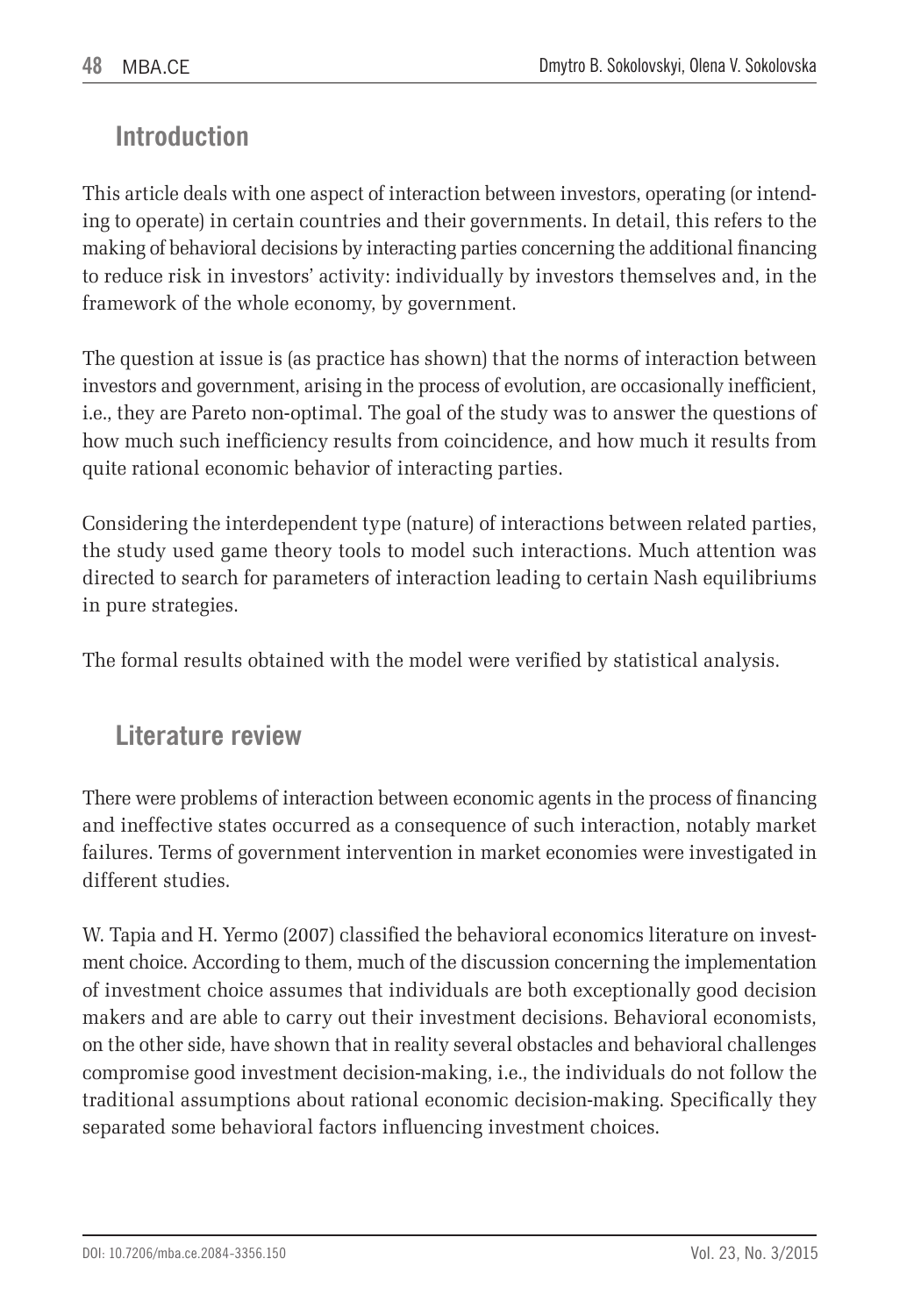## Introduction

This article deals with one aspect of interaction between investors, operating (or intending to operate) in certain countries and their governments. In detail, this refers to the making of behavioral decisions by interacting parties concerning the additional financing to reduce risk in investors' activity: individually by investors themselves and, in the framework of the whole economy, by government.

The question at issue is (as practice has shown) that the norms of interaction between investors and government, arising in the process of evolution, are occasionally inefficient, i.e., they are Pareto non-optimal. The goal of the study was to answer the questions of how much such inefficiency results from coincidence, and how much it results from quite rational economic behavior of interacting parties.

Considering the interdependent type (nature) of interactions between related parties, the study used game theory tools to model such interactions. Much attention was directed to search for parameters of interaction leading to certain Nash equilibriums in pure strategies.

The formal results obtained with the model were verified by statistical analysis.

## Literature review

There were problems of interaction between economic agents in the process of financing and ineffective states occurred as a consequence of such interaction, notably market failures. Terms of government intervention in market economies were investigated in different studies.

W. Tapia and H. Yermo (2007) classified the behavioral economics literature on investment choice. According to them, much of the discussion concerning the implementation of investment choice assumes that individuals are both exceptionally good decision makers and are able to carry out their investment decisions. Behavioral economists, on the other side, have shown that in reality several obstacles and behavioral challenges compromise good investment decision-making, i.e., the individuals do not follow the traditional assumptions about rational economic decision-making. Specifically they separated some behavioral factors influencing investment choices.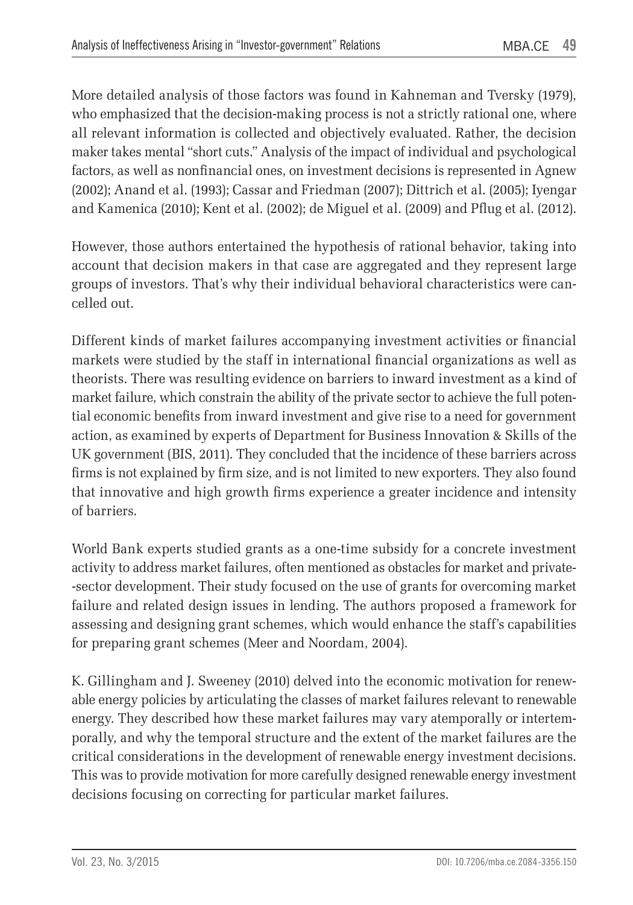More detailed analysis of those factors was found in Kahneman and Tversky (1979), who emphasized that the decision-making process is not a strictly rational one, where all relevant information is collected and objectively evaluated. Rather, the decision maker takes mental "short cuts." Analysis of the impact of individual and psychological factors, as well as nonfinancial ones, on investment decisions is represented in Agnew (2002); Anand et al. (1993); Cassar and Friedman (2007); Dittrich et al. (2005); Iyengar and Kamenica (2010); Kent et al. (2002); de Miguel et al. (2009) and Pflug et al. (2012).

However, those authors entertained the hypothesis of rational behavior, taking into account that decision makers in that case are aggregated and they represent large groups of investors. That's why their individual behavioral characteristics were cancelled out.

Different kinds of market failures accompanying investment activities or financial markets were studied by the staff in international financial organizations as well as theorists. There was resulting evidence on barriers to inward investment as a kind of market failure, which constrain the ability of the private sector to achieve the full potential economic benefits from inward investment and give rise to a need for government action, as examined by experts of Department for Business Innovation & Skills of the UK government (BIS, 2011). They concluded that the incidence of these barriers across firms is not explained by firm size, and is not limited to new exporters. They also found that innovative and high growth firms experience a greater incidence and intensity of barriers.

World Bank experts studied grants as a one-time subsidy for a concrete investment activity to address market failures, often mentioned as obstacles for market and private-sector development. Their study focused on the use of grants for overcoming market failure and related design issues in lending. The authors proposed a framework for assessing and designing grant schemes, which would enhance the staff's capabilities for preparing grant schemes (Meer and Noordam, 2004).

K. Gillingham and J. Sweeney (2010) delved into the economic motivation for renewable energy policies by articulating the classes of market failures relevant to renewable energy. They described how these market failures may vary atemporally or intertemporally, and why the temporal structure and the extent of the market failures are the critical considerations in the development of renewable energy investment decisions. This was to provide motivation for more carefully designed renewable energy investment decisions focusing on correcting for particular market failures.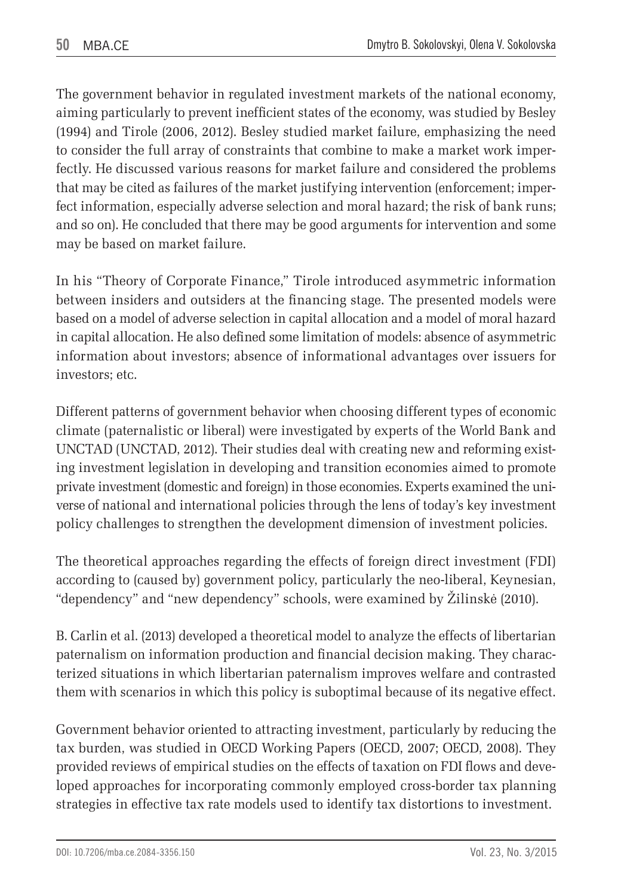The government behavior in regulated investment markets of the national economy, aiming particularly to prevent inefficient states of the economy, was studied by Besley (1994) and Tirole (2006, 2012). Besley studied market failure, emphasizing the need to consider the full array of constraints that combine to make a market work imperfectly. He discussed various reasons for market failure and considered the problems that may be cited as failures of the market justifying intervention (enforcement; imperfect information, especially adverse selection and moral hazard; the risk of bank runs; and so on). He concluded that there may be good arguments for intervention and some may be based on market failure.

In his "Theory of Corporate Finance," Tirole introduced asymmetric information between insiders and outsiders at the financing stage. The presented models were based on a model of adverse selection in capital allocation and a model of moral hazard in capital allocation. He also defined some limitation of models: absence of asymmetric information about investors; absence of informational advantages over issuers for investors; etc.

Different patterns of government behavior when choosing different types of economic climate (paternalistic or liberal) were investigated by experts of the World Bank and UNCTAD (UNCTAD, 2012). Their studies deal with creating new and reforming existing investment legislation in developing and transition economies aimed to promote private investment (domestic and foreign) in those economies. Experts examined the universe of national and international policies through the lens of today's key investment policy challenges to strengthen the development dimension of investment policies.

The theoretical approaches regarding the effects of foreign direct investment (FDI) according to (caused by) government policy, particularly the neo-liberal, Keynesian, "dependency" and "new dependency" schools, were examined by Žilinskė (2010).

B. Carlin et al. (2013) developed a theoretical model to analyze the effects of libertarian paternalism on information production and financial decision making. They characterized situations in which libertarian paternalism improves welfare and contrasted them with scenarios in which this policy is suboptimal because of its negative effect.

Government behavior oriented to attracting investment, particularly by reducing the tax burden, was studied in OECD Working Papers (OECD, 2007; OECD, 2008). They provided reviews of empirical studies on the effects of taxation on FDI flows and developed approaches for incorporating commonly employed cross-border tax planning strategies in effective tax rate models used to identify tax distortions to investment.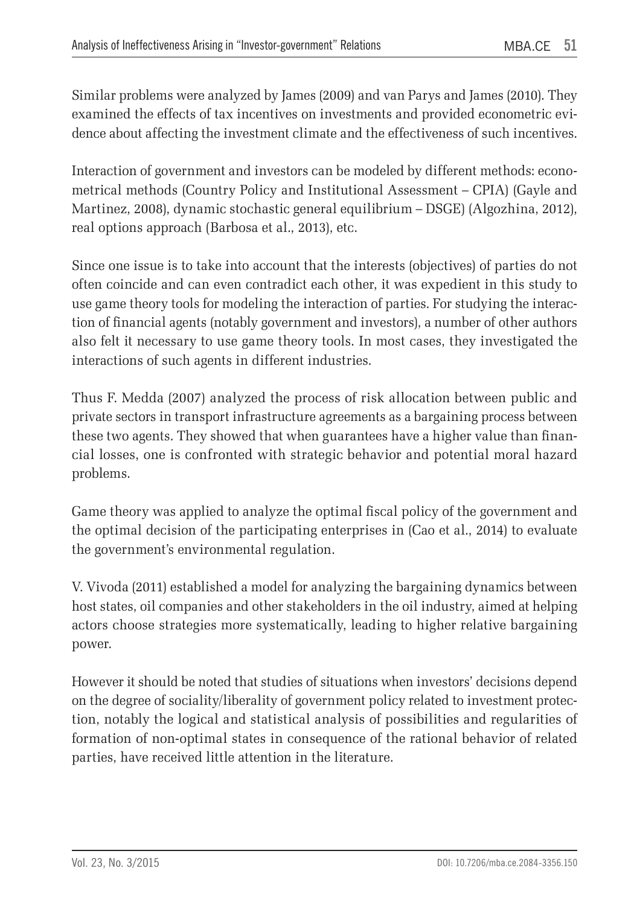Similar problems were analyzed by James (2009) and van Parys and James (2010). They examined the effects of tax incentives on investments and provided econometric evidence about affecting the investment climate and the effectiveness of such incentives.

Interaction of government and investors can be modeled by different methods: econometrical methods (Country Policy and Institutional Assessment – CPIA) (Gayle and Martinez, 2008), dynamic stochastic general equilibrium – DSGE) (Algozhina, 2012), real options approach (Barbosa et al., 2013), etc.

Since one issue is to take into account that the interests (objectives) of parties do not often coincide and can even contradict each other, it was expedient in this study to use game theory tools for modeling the interaction of parties. For studying the interaction of financial agents (notably government and investors), a number of other authors also felt it necessary to use game theory tools. In most cases, they investigated the interactions of such agents in different industries.

Thus F. Medda (2007) analyzed the process of risk allocation between public and private sectors in transport infrastructure agreements as a bargaining process between these two agents. They showed that when guarantees have a higher value than financial losses, one is confronted with strategic behavior and potential moral hazard problems.

Game theory was applied to analyze the optimal fiscal policy of the government and the optimal decision of the participating enterprises in (Cao et al., 2014) to evaluate the government's environmental regulation.

V. Vivoda (2011) established a model for analyzing the bargaining dynamics between host states, oil companies and other stakeholders in the oil industry, aimed at helping actors choose strategies more systematically, leading to higher relative bargaining power.

However it should be noted that studies of situations when investors' decisions depend on the degree of sociality/liberality of government policy related to investment protection, notably the logical and statistical analysis of possibilities and regularities of formation of non-optimal states in consequence of the rational behavior of related parties, have received little attention in the literature.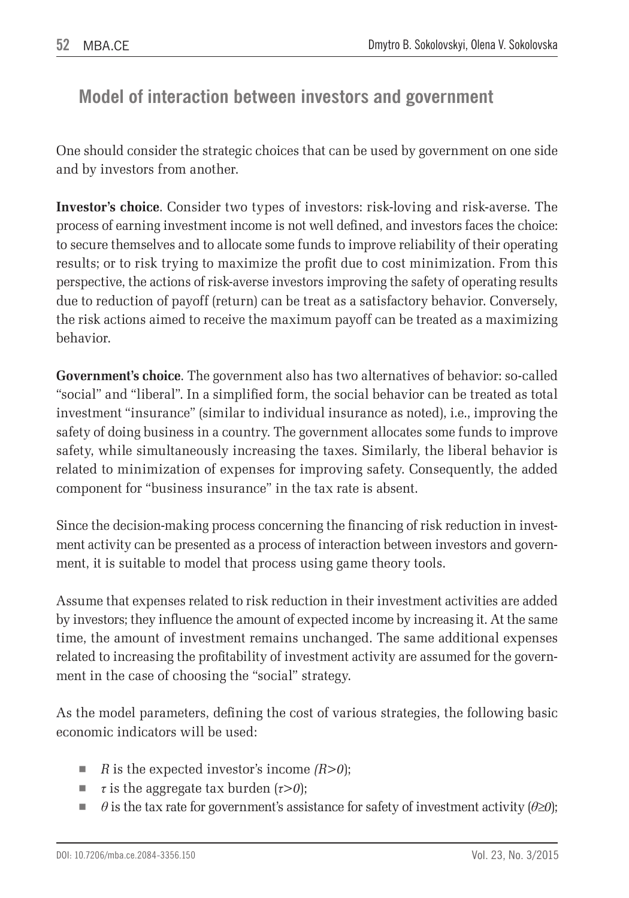## Model of interaction between investors and government

One should consider the strategic choices that can be used by government on one side and by investors from another.

**Investor's choice**. Consider two types of investors: risk-loving and risk-averse. The process of earning investment income is not well defined, and investors faces the choice: to secure themselves and to allocate some funds to improve reliability of their operating results; or to risk trying to maximize the profit due to cost minimization. From this perspective, the actions of risk-averse investors improving the safety of operating results due to reduction of payoff (return) can be treat as a satisfactory behavior. Conversely, the risk actions aimed to receive the maximum payoff can be treated as a maximizing behavior.

**Government's choice**. The government also has two alternatives of behavior: so-called "social" and "liberal". In a simplified form, the social behavior can be treated as total investment "insurance" (similar to individual insurance as noted), i.e., improving the safety of doing business in a country. The government allocates some funds to improve safety, while simultaneously increasing the taxes. Similarly, the liberal behavior is related to minimization of expenses for improving safety. Consequently, the added component for "business insurance" in the tax rate is absent.

Since the decision-making process concerning the financing of risk reduction in investment activity can be presented as a process of interaction between investors and government, it is suitable to model that process using game theory tools.

Assume that expenses related to risk reduction in their investment activities are added by investors; they influence the amount of expected income by increasing it. At the same time, the amount of investment remains unchanged. The same additional expenses related to increasing the profitability of investment activity are assumed for the government in the case of choosing the "social" strategy.

As the model parameters, defining the cost of various strategies, the following basic economic indicators will be used:

- $R$ is the expected investor's income $(R>0)$;
- $\tau$ is the aggregate tax burden $(\tau>0)$;
- $\theta$ is the tax rate for government's assistance for safety of investment activity $(\theta \geq 0)$;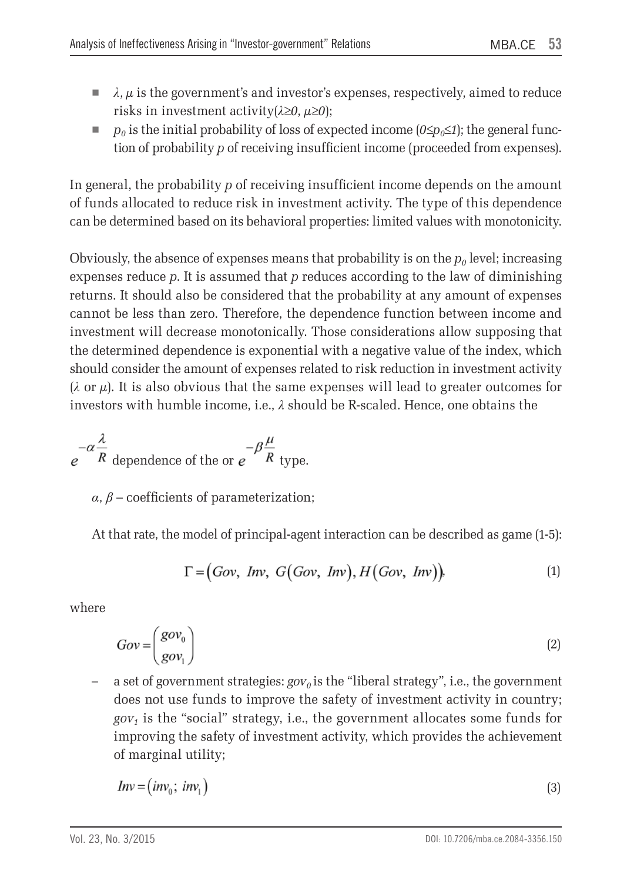- $\lambda$, $\mu$ is the government's and investor's expenses, respectively, aimed to reduce risks in investment activity($\lambda \geq 0$, $\mu \geq 0$);
- $p_0$ is the initial probability of loss of expected income ($0 \leq p_0 \leq 1$); the general function of probability $p$ of receiving insufficient income (proceeded from expenses).

In general, the probability $p$ of receiving insufficient income depends on the amount of funds allocated to reduce risk in investment activity. The type of this dependence can be determined based on its behavioral properties: limited values with monotonicity.

Obviously, the absence of expenses means that probability is on the $p_0$ level; increasing expenses reduce $p$. It is assumed that $p$ reduces according to the law of diminishing returns. It should also be considered that the probability at any amount of expenses cannot be less than zero. Therefore, the dependence function between income and investment will decrease monotonically. Those considerations allow supposing that the determined dependence is exponential with a negative value of the index, which should consider the amount of expenses related to risk reduction in investment activity ($\lambda$ or $\mu$). It is also obvious that the same expenses will lead to greater outcomes for investors with humble income, i.e., $\lambda$ should be R-scaled. Hence, one obtains the

$e^{-\alpha \frac{\lambda}{R}}$ dependence of the or $e^{-\beta \frac{\mu}{R}}$ type.

$\alpha$, $\beta$ – coefficients of parameterization;

At that rate, the model of principal-agent interaction can be described as game (1-5):

$$\Gamma = \left(Gov,\ Inv,\ G(Gov,\ Inv), H(Gov,\ Inv)\right), \tag{1}$$

where

$$Gov = \begin{pmatrix} gov_0 \\ gov_1 \end{pmatrix} \tag{2}$$

– a set of government strategies: $gov_0$ is the "liberal strategy", i.e., the government does not use funds to improve the safety of investment activity in country; $gov_1$ is the "social" strategy, i.e., the government allocates some funds for improving the safety of investment activity, which provides the achievement of marginal utility;

$$Inv = \left(inv_0;\ inv_1\right) \tag{3}$$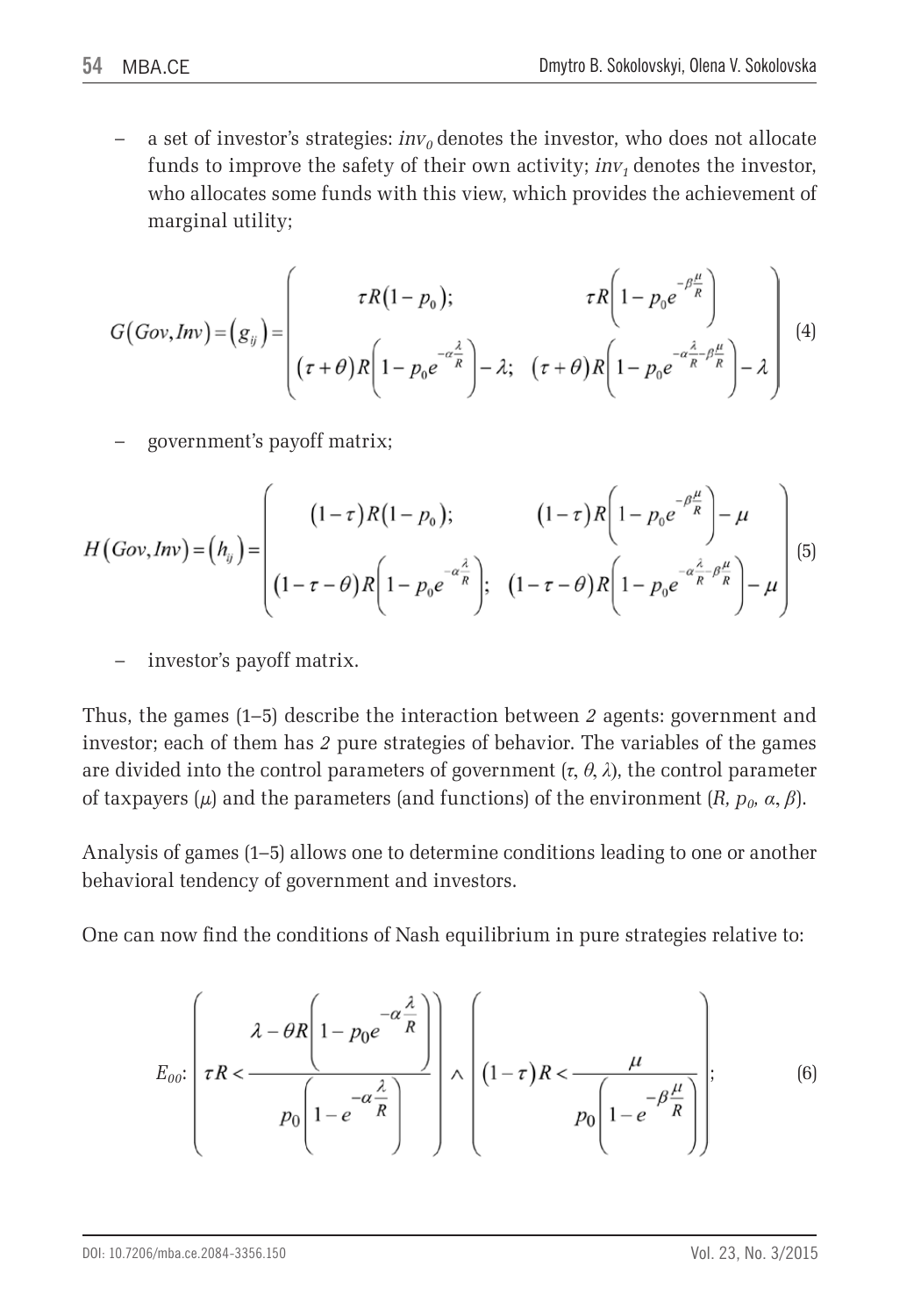– a set of investor's strategies: $inv_0$ denotes the investor, who does not allocate funds to improve the safety of their own activity; $inv_1$ denotes the investor, who allocates some funds with this view, which provides the achievement of marginal utility;

$$G(Gov, Inv) = (g_{ij}) = \begin{pmatrix} \tau R(1-p_0); & \tau R\left(1-p_0 e^{-\beta\frac{\mu}{R}}\right) \\ (\tau+\theta)R\left(1-p_0 e^{-\alpha\frac{\lambda}{R}}\right)-\lambda; & (\tau+\theta)R\left(1-p_0 e^{-\alpha\frac{\lambda}{R}-\beta\frac{\mu}{R}}\right)-\lambda \end{pmatrix} \tag{4}$$

– government's payoff matrix;

$$H(Gov, Inv) = (h_{ij}) = \begin{pmatrix} (1-\tau)R(1-p_0); & (1-\tau)R\left(1-p_0 e^{-\beta\frac{\mu}{R}}\right)-\mu \\ (1-\tau-\theta)R\left(1-p_0 e^{-\alpha\frac{\lambda}{R}}\right); & (1-\tau-\theta)R\left(1-p_0 e^{-\alpha\frac{\lambda}{R}-\beta\frac{\mu}{R}}\right)-\mu \end{pmatrix} \tag{5}$$

– investor's payoff matrix.

Thus, the games (1–5) describe the interaction between *2* agents: government and investor; each of them has *2* pure strategies of behavior. The variables of the games are divided into the control parameters of government ($\tau$, $\theta$, $\lambda$), the control parameter of taxpayers ($\mu$) and the parameters (and functions) of the environment ($R$, $p_0$, $\alpha$, $\beta$).

Analysis of games (1–5) allows one to determine conditions leading to one or another behavioral tendency of government and investors.

One can now find the conditions of Nash equilibrium in pure strategies relative to:

$$E_{00}: \left(\tau R < \frac{\lambda - \theta R\left(1-p_0 e^{-\alpha\frac{\lambda}{R}}\right)}{p_0\left(1-e^{-\alpha\frac{\lambda}{R}}\right)}\right) \wedge \left((1-\tau)R < \frac{\mu}{p_0\left(1-e^{-\beta\frac{\mu}{R}}\right)}\right); \tag{6}$$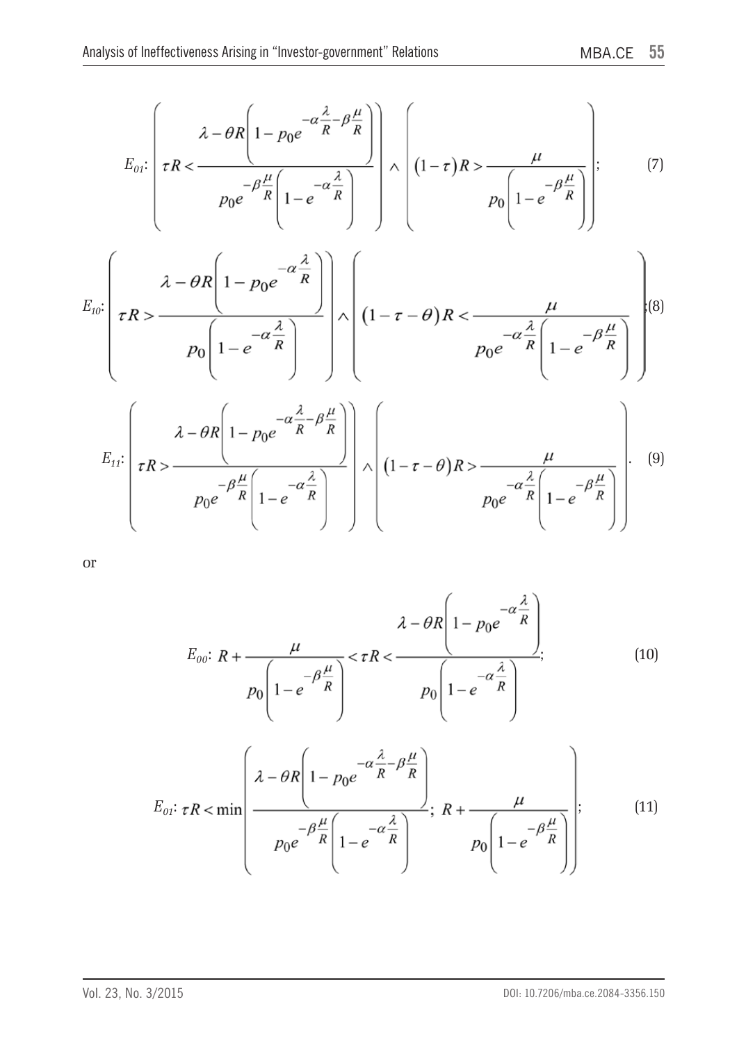$$E_{01}\text{: } \left( \tau R < \frac{\lambda - \theta R\left(1 - p_0 e^{-\alpha\frac{\lambda}{R} - \beta\frac{\mu}{R}}\right)}{p_0 e^{-\beta\frac{\mu}{R}}\left(1 - e^{-\alpha\frac{\lambda}{R}}\right)} \right) \wedge \left( (1-\tau)R > \frac{\mu}{p_0\left(1 - e^{-\beta\frac{\mu}{R}}\right)} \right); \tag{7}$$

$$E_{10}\text{: } \left( \tau R > \frac{\lambda - \theta R\left(1 - p_0 e^{-\alpha\frac{\lambda}{R}}\right)}{p_0\left(1 - e^{-\alpha\frac{\lambda}{R}}\right)} \right) \wedge \left( (1-\tau-\theta)R < \frac{\mu}{p_0 e^{-\alpha\frac{\lambda}{R}}\left(1 - e^{-\beta\frac{\mu}{R}}\right)} \right); \tag{8}$$

$$E_{11}\text{: } \left( \tau R > \frac{\lambda - \theta R\left(1 - p_0 e^{-\alpha\frac{\lambda}{R} - \beta\frac{\mu}{R}}\right)}{p_0 e^{-\beta\frac{\mu}{R}}\left(1 - e^{-\alpha\frac{\lambda}{R}}\right)} \right) \wedge \left( (1-\tau-\theta)R > \frac{\mu}{p_0 e^{-\alpha\frac{\lambda}{R}}\left(1 - e^{-\beta\frac{\mu}{R}}\right)} \right). \tag{9}$$

or

$$E_{00}\text{: } R + \frac{\mu}{p_0\left(1 - e^{-\beta\frac{\mu}{R}}\right)} < \tau R < \frac{\lambda - \theta R\left(1 - p_0 e^{-\alpha\frac{\lambda}{R}}\right)}{p_0\left(1 - e^{-\alpha\frac{\lambda}{R}}\right)}; \tag{10}$$

$$E_{01}\text{: } \tau R < \min\left( \frac{\lambda - \theta R\left(1 - p_0 e^{-\alpha\frac{\lambda}{R} - \beta\frac{\mu}{R}}\right)}{p_0 e^{-\beta\frac{\mu}{R}}\left(1 - e^{-\alpha\frac{\lambda}{R}}\right)};\ R + \frac{\mu}{p_0\left(1 - e^{-\beta\frac{\mu}{R}}\right)} \right); \tag{11}$$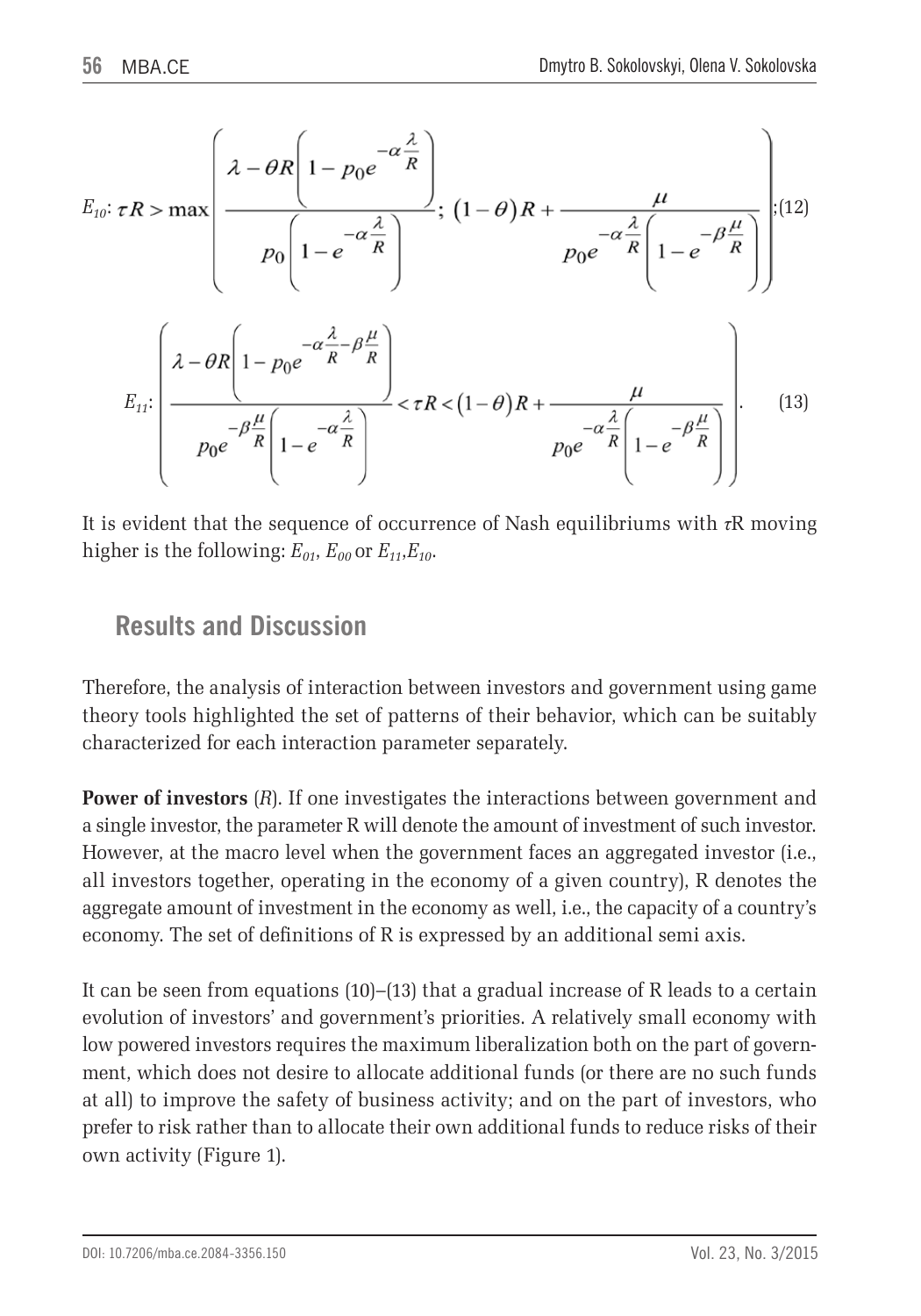$$E_{10}: \tau R > \max\left(\frac{\lambda - \theta R\left(1 - p_0 e^{-\alpha\frac{\lambda}{R}}\right)}{p_0\left(1 - e^{-\alpha\frac{\lambda}{R}}\right)};\ (1-\theta)R + \frac{\mu}{p_0 e^{-\alpha\frac{\lambda}{R}}\left(1 - e^{-\beta\frac{\mu}{R}}\right)}\right); \quad (12)$$

$$E_{11}: \left(\frac{\lambda - \theta R\left(1 - p_0 e^{-\alpha\frac{\lambda}{R}-\beta\frac{\mu}{R}}\right)}{p_0 e^{-\beta\frac{\mu}{R}}\left(1 - e^{-\alpha\frac{\lambda}{R}}\right)} < \tau R < (1-\theta)R + \frac{\mu}{p_0 e^{-\alpha\frac{\lambda}{R}}\left(1 - e^{-\beta\frac{\mu}{R}}\right)}\right). \quad (13)$$

It is evident that the sequence of occurrence of Nash equilibriums with $\tau$R moving higher is the following: $E_{01}$, $E_{00}$ or $E_{11}$,$E_{10}$.

## Results and Discussion

Therefore, the analysis of interaction between investors and government using game theory tools highlighted the set of patterns of their behavior, which can be suitably characterized for each interaction parameter separately.

**Power of investors** (*R*). If one investigates the interactions between government and a single investor, the parameter R will denote the amount of investment of such investor. However, at the macro level when the government faces an aggregated investor (i.e., all investors together, operating in the economy of a given country), R denotes the aggregate amount of investment in the economy as well, i.e., the capacity of a country's economy. The set of definitions of R is expressed by an additional semi axis.

It can be seen from equations (10)–(13) that a gradual increase of R leads to a certain evolution of investors' and government's priorities. A relatively small economy with low powered investors requires the maximum liberalization both on the part of government, which does not desire to allocate additional funds (or there are no such funds at all) to improve the safety of business activity; and on the part of investors, who prefer to risk rather than to allocate their own additional funds to reduce risks of their own activity (Figure 1).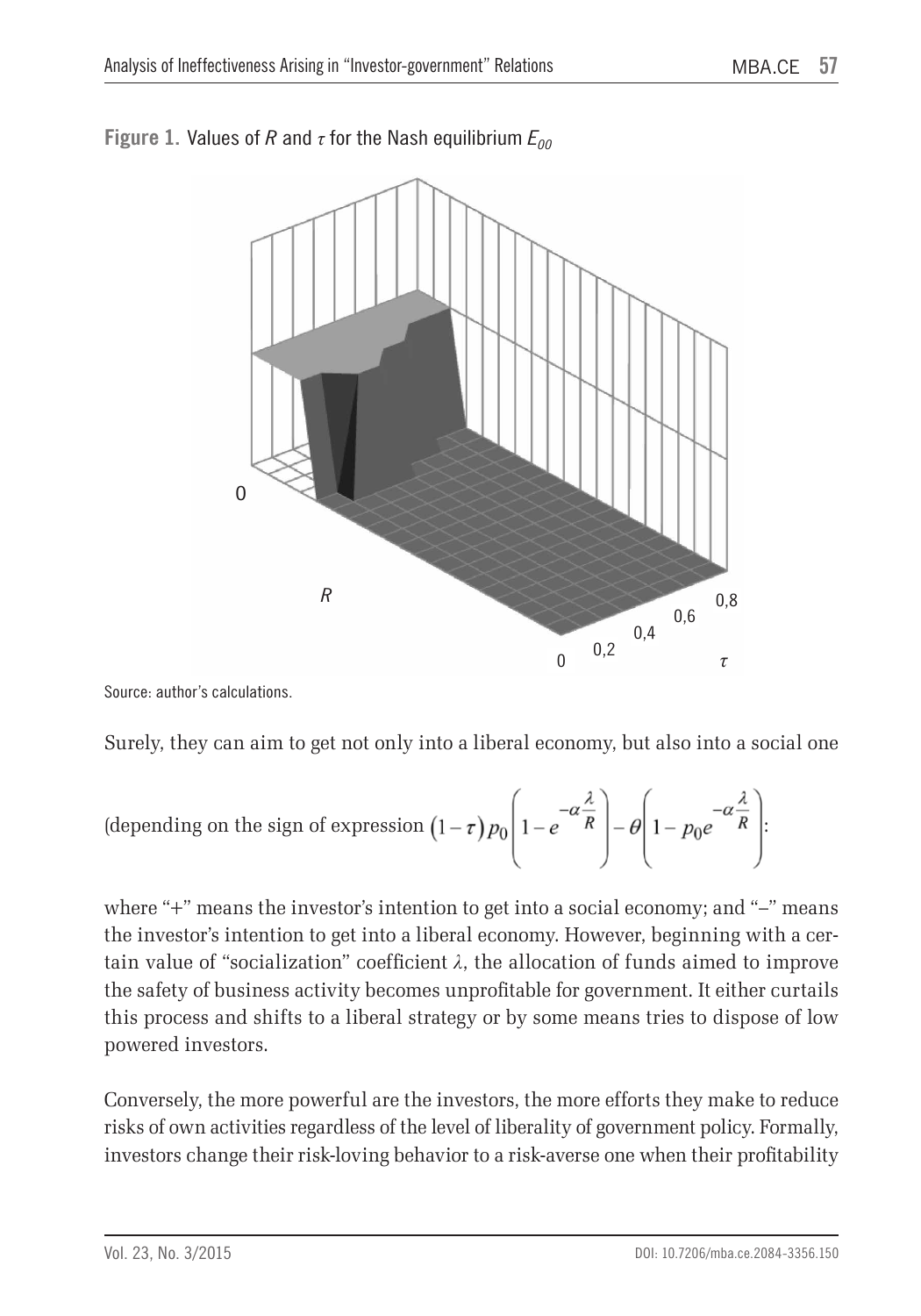**Figure 1.** Values of $R$ and $\tau$ for the Nash equilibrium $E_{00}$

Source: author's calculations.

Surely, they can aim to get not only into a liberal economy, but also into a social one

(depending on the sign of expression $(1-\tau)p_0\left(1-e^{-\alpha\frac{\lambda}{R}}\right)-\theta\left(1-p_0e^{-\alpha\frac{\lambda}{R}}\right)$:

where "+" means the investor's intention to get into a social economy; and "–" means the investor's intention to get into a liberal economy. However, beginning with a certain value of "socialization" coefficient $\lambda$, the allocation of funds aimed to improve the safety of business activity becomes unprofitable for government. It either curtails this process and shifts to a liberal strategy or by some means tries to dispose of low powered investors.

Conversely, the more powerful are the investors, the more efforts they make to reduce risks of own activities regardless of the level of liberality of government policy. Formally, investors change their risk-loving behavior to a risk-averse one when their profitability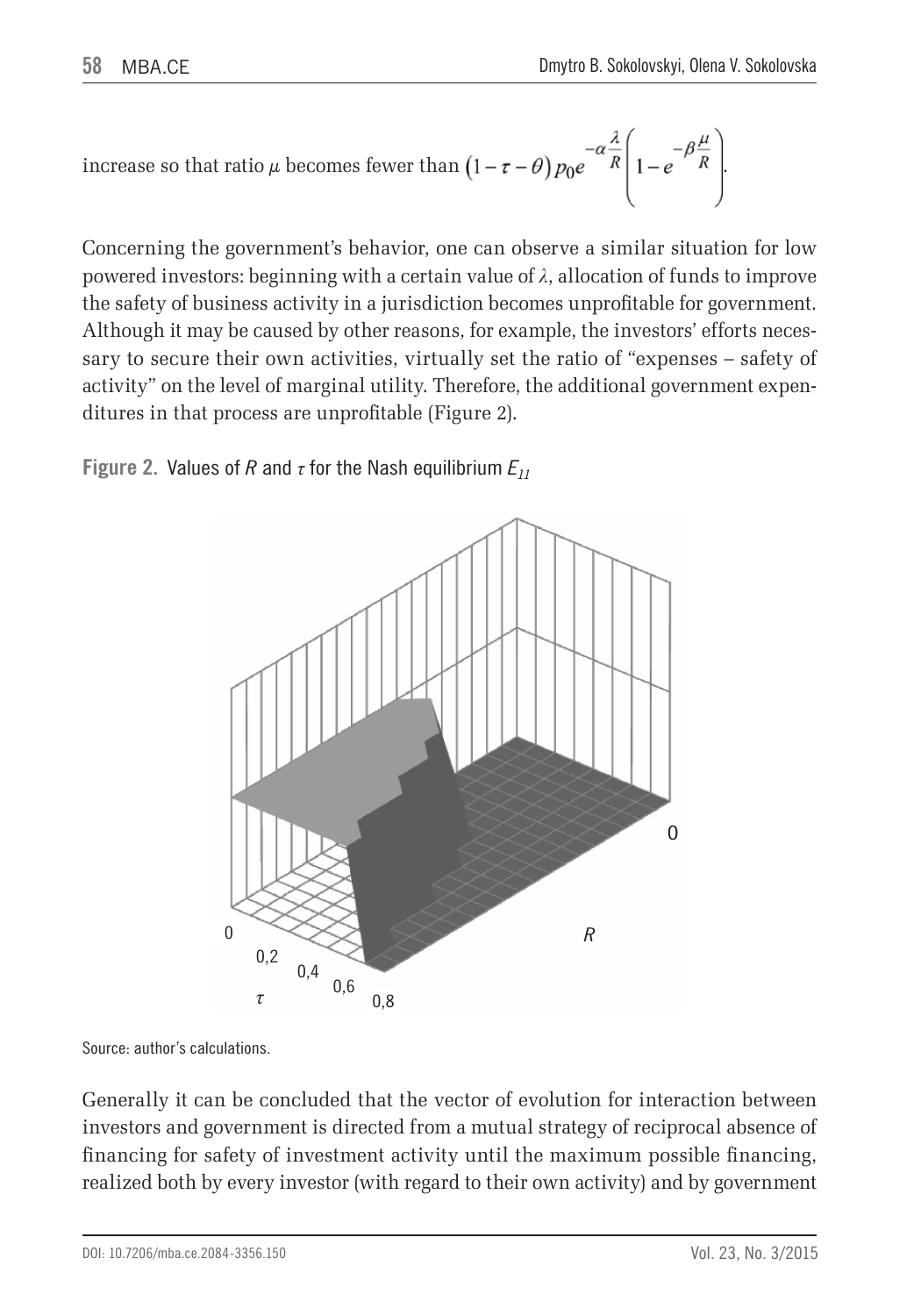increase so that ratio $\mu$ becomes fewer than $(1-\tau-\theta)\,p_0 e^{-\alpha\frac{\lambda}{R}}\left(1-e^{-\beta\frac{\mu}{R}}\right)$.

Concerning the government's behavior, one can observe a similar situation for low powered investors: beginning with a certain value of $\lambda$, allocation of funds to improve the safety of business activity in a jurisdiction becomes unprofitable for government. Although it may be caused by other reasons, for example, the investors' efforts necessary to secure their own activities, virtually set the ratio of "expenses – safety of activity" on the level of marginal utility. Therefore, the additional government expenditures in that process are unprofitable (Figure 2).

**Figure 2.** Values of $R$ and $\tau$ for the Nash equilibrium $E_{11}$

Source: author's calculations.

Generally it can be concluded that the vector of evolution for interaction between investors and government is directed from a mutual strategy of reciprocal absence of financing for safety of investment activity until the maximum possible financing, realized both by every investor (with regard to their own activity) and by government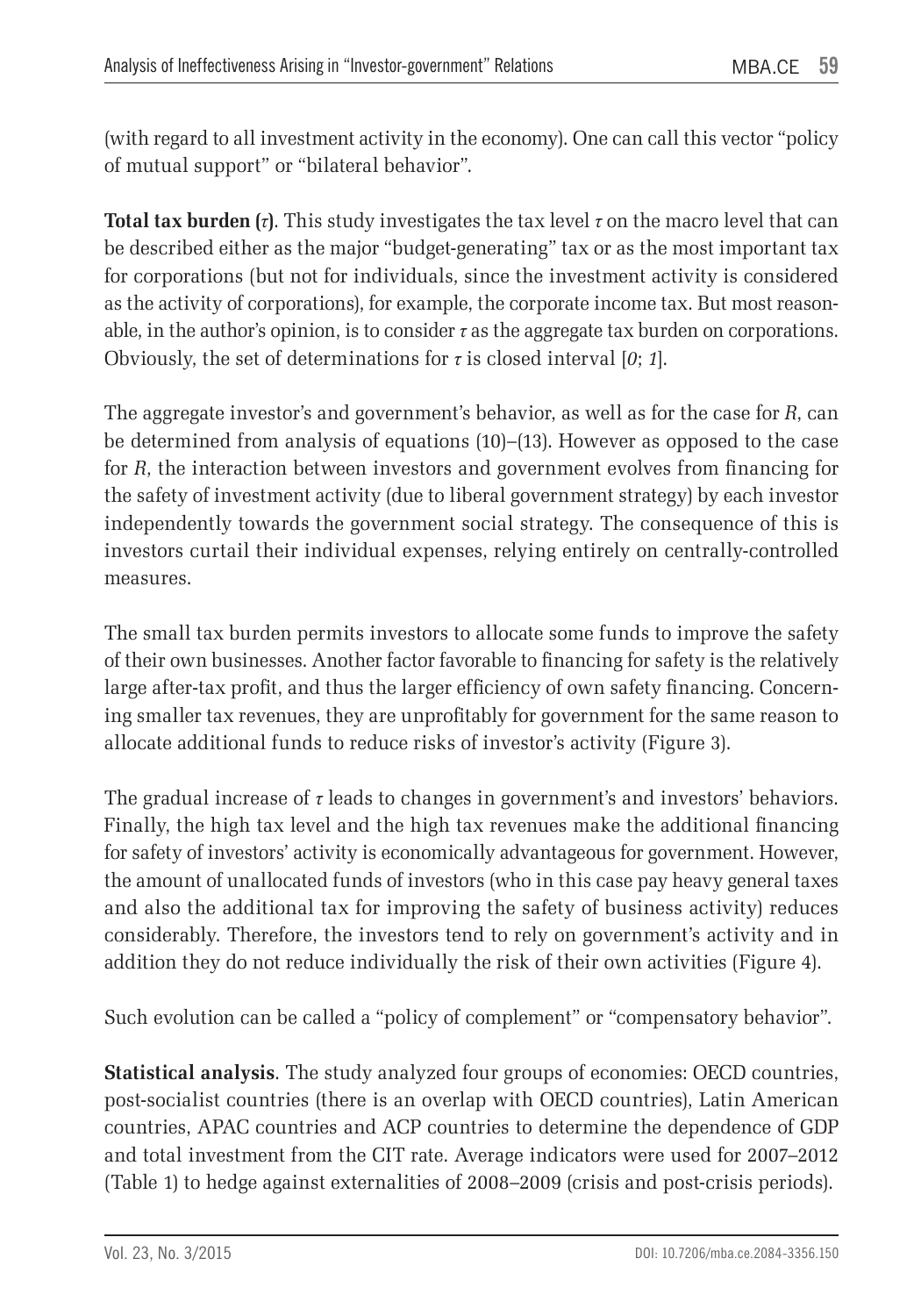(with regard to all investment activity in the economy). One can call this vector "policy of mutual support" or "bilateral behavior".

**Total tax burden ($\tau$)**. This study investigates the tax level $\tau$ on the macro level that can be described either as the major "budget-generating" tax or as the most important tax for corporations (but not for individuals, since the investment activity is considered as the activity of corporations), for example, the corporate income tax. But most reasonable, in the author's opinion, is to consider $\tau$ as the aggregate tax burden on corporations. Obviously, the set of determinations for $\tau$ is closed interval [*0*; *1*].

The aggregate investor's and government's behavior, as well as for the case for *R*, can be determined from analysis of equations (10)–(13). However as opposed to the case for *R*, the interaction between investors and government evolves from financing for the safety of investment activity (due to liberal government strategy) by each investor independently towards the government social strategy. The consequence of this is investors curtail their individual expenses, relying entirely on centrally-controlled measures.

The small tax burden permits investors to allocate some funds to improve the safety of their own businesses. Another factor favorable to financing for safety is the relatively large after-tax profit, and thus the larger efficiency of own safety financing. Concerning smaller tax revenues, they are unprofitably for government for the same reason to allocate additional funds to reduce risks of investor's activity (Figure 3).

The gradual increase of $\tau$ leads to changes in government's and investors' behaviors. Finally, the high tax level and the high tax revenues make the additional financing for safety of investors' activity is economically advantageous for government. However, the amount of unallocated funds of investors (who in this case pay heavy general taxes and also the additional tax for improving the safety of business activity) reduces considerably. Therefore, the investors tend to rely on government's activity and in addition they do not reduce individually the risk of their own activities (Figure 4).

Such evolution can be called a "policy of complement" or "compensatory behavior".

**Statistical analysis**. The study analyzed four groups of economies: OECD countries, post-socialist countries (there is an overlap with OECD countries), Latin American countries, APAC countries and ACP countries to determine the dependence of GDP and total investment from the CIT rate. Average indicators were used for 2007–2012 (Table 1) to hedge against externalities of 2008–2009 (crisis and post-crisis periods).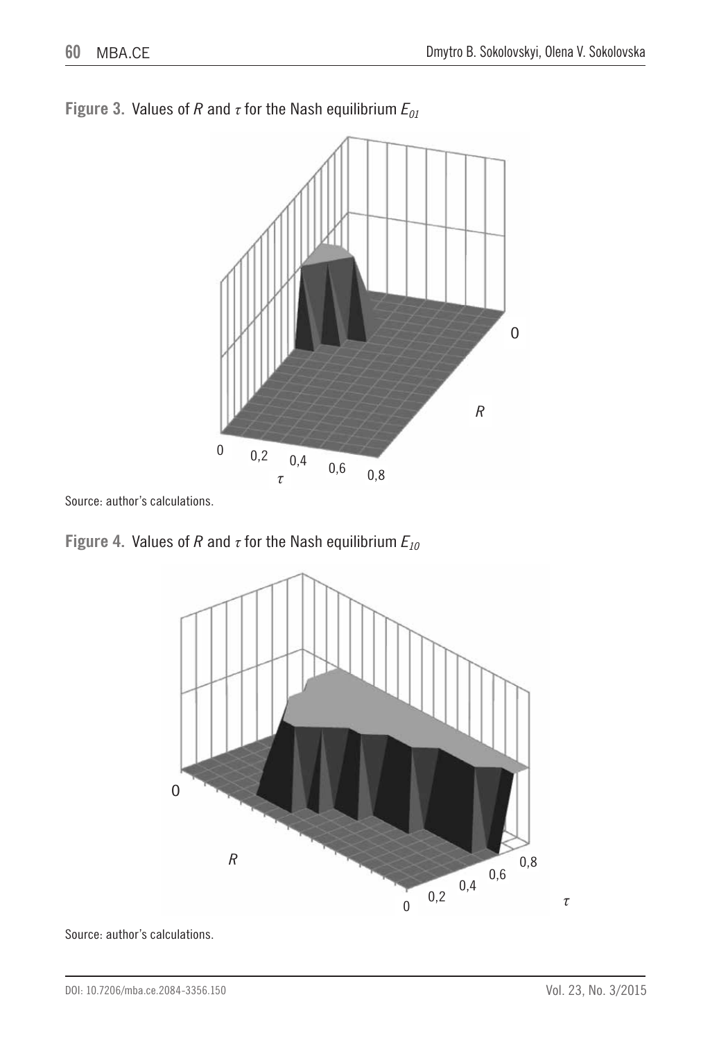**Figure 3.** Values of $R$ and $\tau$ for the Nash equilibrium $E_{01}$

Source: author's calculations.

**Figure 4.** Values of $R$ and $\tau$ for the Nash equilibrium $E_{10}$

Source: author's calculations.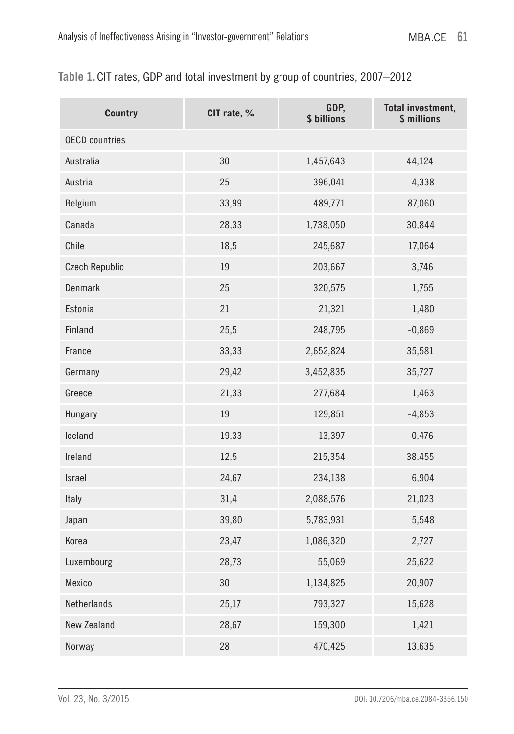**Table 1.** CIT rates, GDP and total investment by group of countries, 2007–2012

| Country | CIT rate, % | GDP, $ billions | Total investment, $ millions |
|---|---|---|---|
| OECD countries | | | |
| Australia | 30 | 1,457,643 | 44,124 |
| Austria | 25 | 396,041 | 4,338 |
| Belgium | 33,99 | 489,771 | 87,060 |
| Canada | 28,33 | 1,738,050 | 30,844 |
| Chile | 18,5 | 245,687 | 17,064 |
| Czech Republic | 19 | 203,667 | 3,746 |
| Denmark | 25 | 320,575 | 1,755 |
| Estonia | 21 | 21,321 | 1,480 |
| Finland | 25,5 | 248,795 | -0,869 |
| France | 33,33 | 2,652,824 | 35,581 |
| Germany | 29,42 | 3,452,835 | 35,727 |
| Greece | 21,33 | 277,684 | 1,463 |
| Hungary | 19 | 129,851 | -4,853 |
| Iceland | 19,33 | 13,397 | 0,476 |
| Ireland | 12,5 | 215,354 | 38,455 |
| Israel | 24,67 | 234,138 | 6,904 |
| Italy | 31,4 | 2,088,576 | 21,023 |
| Japan | 39,80 | 5,783,931 | 5,548 |
| Korea | 23,47 | 1,086,320 | 2,727 |
| Luxembourg | 28,73 | 55,069 | 25,622 |
| Mexico | 30 | 1,134,825 | 20,907 |
| Netherlands | 25,17 | 793,327 | 15,628 |
| New Zealand | 28,67 | 159,300 | 1,421 |
| Norway | 28 | 470,425 | 13,635 |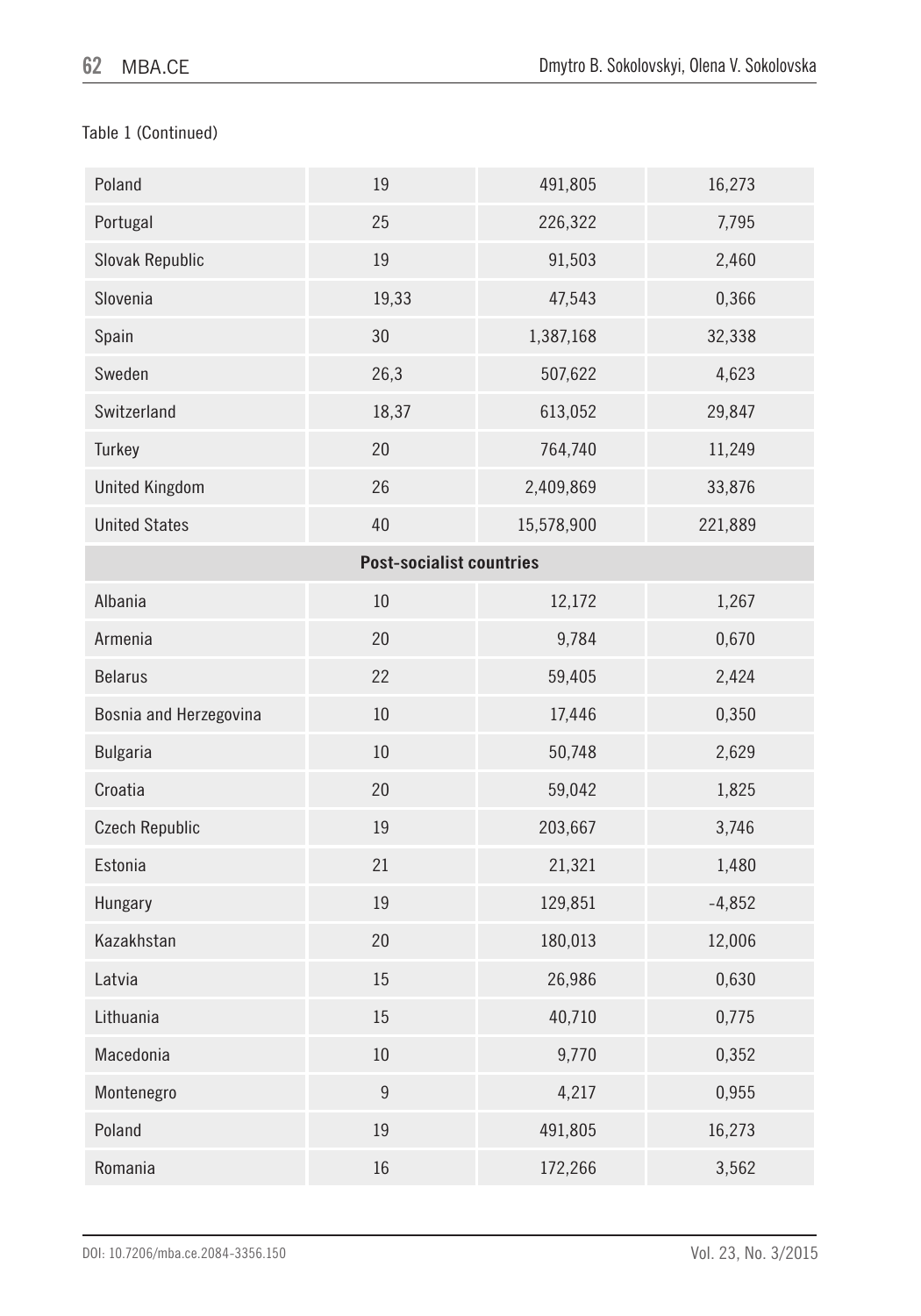Table 1 (Continued)

| | | | |
|---|---|---|---|
| Poland | 19 | 491,805 | 16,273 |
| Portugal | 25 | 226,322 | 7,795 |
| Slovak Republic | 19 | 91,503 | 2,460 |
| Slovenia | 19,33 | 47,543 | 0,366 |
| Spain | 30 | 1,387,168 | 32,338 |
| Sweden | 26,3 | 507,622 | 4,623 |
| Switzerland | 18,37 | 613,052 | 29,847 |
| Turkey | 20 | 764,740 | 11,249 |
| United Kingdom | 26 | 2,409,869 | 33,876 |
| United States | 40 | 15,578,900 | 221,889 |
| **Post-socialist countries** | | | |
| Albania | 10 | 12,172 | 1,267 |
| Armenia | 20 | 9,784 | 0,670 |
| Belarus | 22 | 59,405 | 2,424 |
| Bosnia and Herzegovina | 10 | 17,446 | 0,350 |
| Bulgaria | 10 | 50,748 | 2,629 |
| Croatia | 20 | 59,042 | 1,825 |
| Czech Republic | 19 | 203,667 | 3,746 |
| Estonia | 21 | 21,321 | 1,480 |
| Hungary | 19 | 129,851 | -4,852 |
| Kazakhstan | 20 | 180,013 | 12,006 |
| Latvia | 15 | 26,986 | 0,630 |
| Lithuania | 15 | 40,710 | 0,775 |
| Macedonia | 10 | 9,770 | 0,352 |
| Montenegro | 9 | 4,217 | 0,955 |
| Poland | 19 | 491,805 | 16,273 |
| Romania | 16 | 172,266 | 3,562 |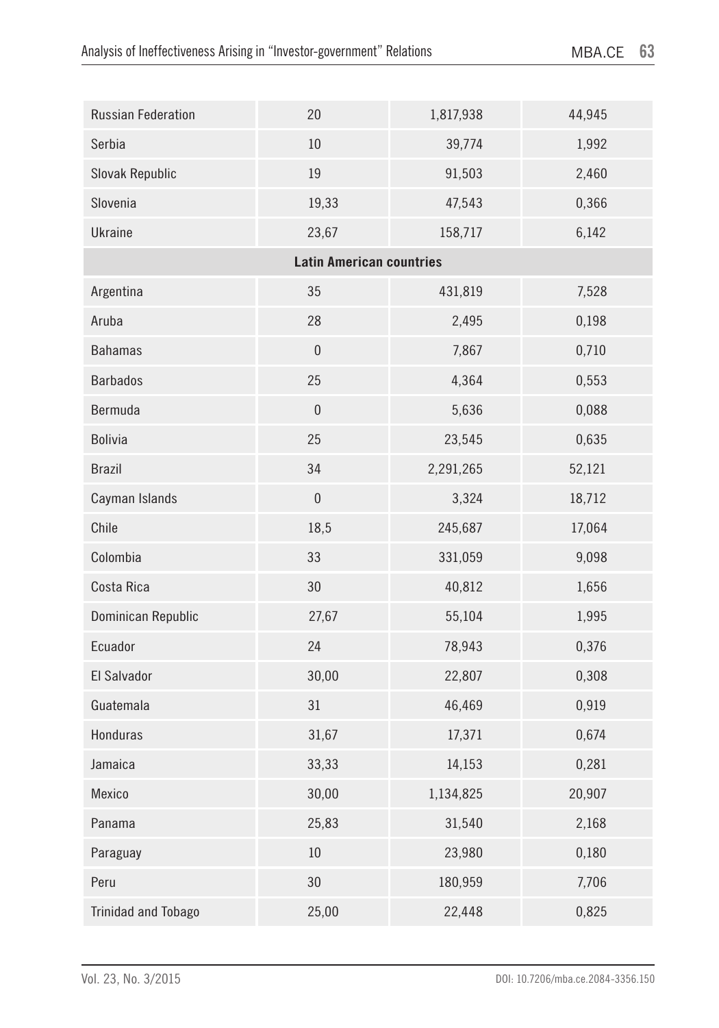| | | | |
|---|---|---|---|
| Russian Federation | 20 | 1,817,938 | 44,945 |
| Serbia | 10 | 39,774 | 1,992 |
| Slovak Republic | 19 | 91,503 | 2,460 |
| Slovenia | 19,33 | 47,543 | 0,366 |
| Ukraine | 23,67 | 158,717 | 6,142 |
| **Latin American countries** | | | |
| Argentina | 35 | 431,819 | 7,528 |
| Aruba | 28 | 2,495 | 0,198 |
| Bahamas | 0 | 7,867 | 0,710 |
| Barbados | 25 | 4,364 | 0,553 |
| Bermuda | 0 | 5,636 | 0,088 |
| Bolivia | 25 | 23,545 | 0,635 |
| Brazil | 34 | 2,291,265 | 52,121 |
| Cayman Islands | 0 | 3,324 | 18,712 |
| Chile | 18,5 | 245,687 | 17,064 |
| Colombia | 33 | 331,059 | 9,098 |
| Costa Rica | 30 | 40,812 | 1,656 |
| Dominican Republic | 27,67 | 55,104 | 1,995 |
| Ecuador | 24 | 78,943 | 0,376 |
| El Salvador | 30,00 | 22,807 | 0,308 |
| Guatemala | 31 | 46,469 | 0,919 |
| Honduras | 31,67 | 17,371 | 0,674 |
| Jamaica | 33,33 | 14,153 | 0,281 |
| Mexico | 30,00 | 1,134,825 | 20,907 |
| Panama | 25,83 | 31,540 | 2,168 |
| Paraguay | 10 | 23,980 | 0,180 |
| Peru | 30 | 180,959 | 7,706 |
| Trinidad and Tobago | 25,00 | 22,448 | 0,825 |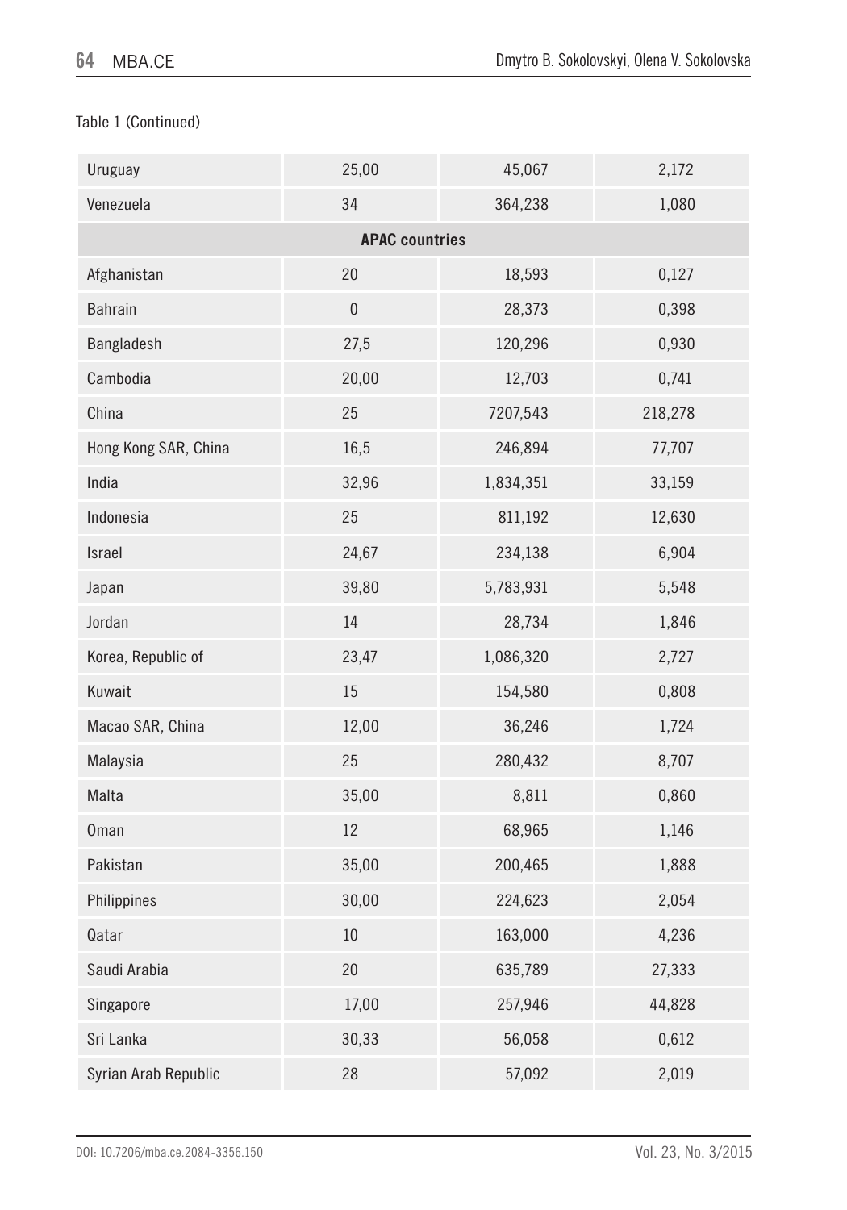Table 1 (Continued)

| | | | |
|---|---|---|---|
| Uruguay | 25,00 | 45,067 | 2,172 |
| Venezuela | 34 | 364,238 | 1,080 |
| **APAC countries** | | | |
| Afghanistan | 20 | 18,593 | 0,127 |
| Bahrain | 0 | 28,373 | 0,398 |
| Bangladesh | 27,5 | 120,296 | 0,930 |
| Cambodia | 20,00 | 12,703 | 0,741 |
| China | 25 | 7207,543 | 218,278 |
| Hong Kong SAR, China | 16,5 | 246,894 | 77,707 |
| India | 32,96 | 1,834,351 | 33,159 |
| Indonesia | 25 | 811,192 | 12,630 |
| Israel | 24,67 | 234,138 | 6,904 |
| Japan | 39,80 | 5,783,931 | 5,548 |
| Jordan | 14 | 28,734 | 1,846 |
| Korea, Republic of | 23,47 | 1,086,320 | 2,727 |
| Kuwait | 15 | 154,580 | 0,808 |
| Macao SAR, China | 12,00 | 36,246 | 1,724 |
| Malaysia | 25 | 280,432 | 8,707 |
| Malta | 35,00 | 8,811 | 0,860 |
| Oman | 12 | 68,965 | 1,146 |
| Pakistan | 35,00 | 200,465 | 1,888 |
| Philippines | 30,00 | 224,623 | 2,054 |
| Qatar | 10 | 163,000 | 4,236 |
| Saudi Arabia | 20 | 635,789 | 27,333 |
| Singapore | 17,00 | 257,946 | 44,828 |
| Sri Lanka | 30,33 | 56,058 | 0,612 |
| Syrian Arab Republic | 28 | 57,092 | 2,019 |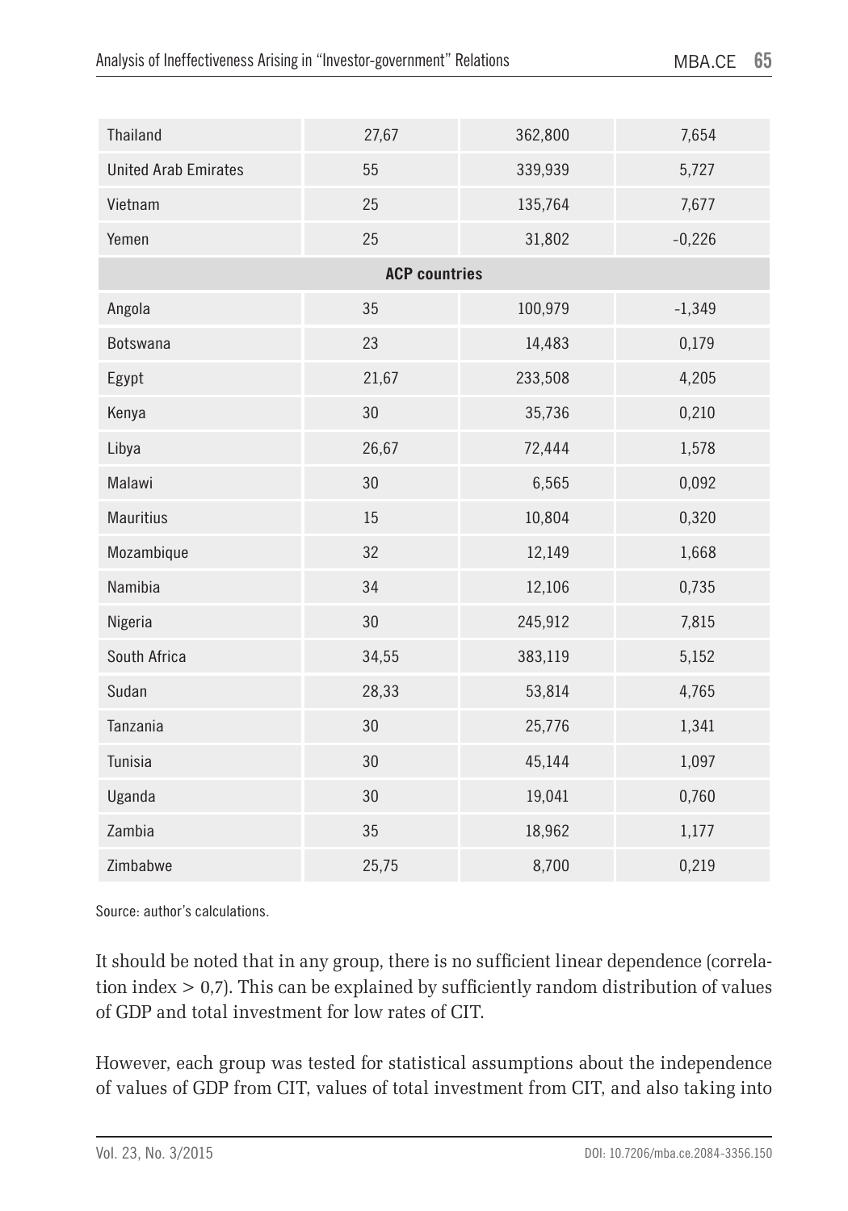| | | | |
|---|---|---|---|
| Thailand | 27,67 | 362,800 | 7,654 |
| United Arab Emirates | 55 | 339,939 | 5,727 |
| Vietnam | 25 | 135,764 | 7,677 |
| Yemen | 25 | 31,802 | -0,226 |
| **ACP countries** | | | |
| Angola | 35 | 100,979 | -1,349 |
| Botswana | 23 | 14,483 | 0,179 |
| Egypt | 21,67 | 233,508 | 4,205 |
| Kenya | 30 | 35,736 | 0,210 |
| Libya | 26,67 | 72,444 | 1,578 |
| Malawi | 30 | 6,565 | 0,092 |
| Mauritius | 15 | 10,804 | 0,320 |
| Mozambique | 32 | 12,149 | 1,668 |
| Namibia | 34 | 12,106 | 0,735 |
| Nigeria | 30 | 245,912 | 7,815 |
| South Africa | 34,55 | 383,119 | 5,152 |
| Sudan | 28,33 | 53,814 | 4,765 |
| Tanzania | 30 | 25,776 | 1,341 |
| Tunisia | 30 | 45,144 | 1,097 |
| Uganda | 30 | 19,041 | 0,760 |
| Zambia | 35 | 18,962 | 1,177 |
| Zimbabwe | 25,75 | 8,700 | 0,219 |

Source: author's calculations.

It should be noted that in any group, there is no sufficient linear dependence (correlation index > 0,7). This can be explained by sufficiently random distribution of values of GDP and total investment for low rates of CIT.

However, each group was tested for statistical assumptions about the independence of values of GDP from CIT, values of total investment from CIT, and also taking into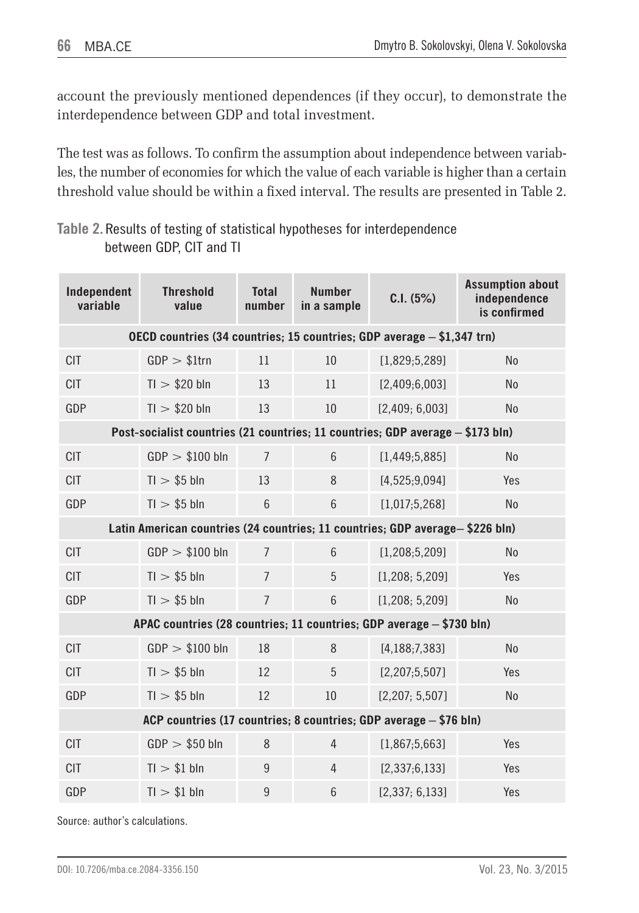account the previously mentioned dependences (if they occur), to demonstrate the interdependence between GDP and total investment.

The test was as follows. To confirm the assumption about independence between variables, the number of economies for which the value of each variable is higher than a certain threshold value should be within a fixed interval. The results are presented in Table 2.

**Table 2.** Results of testing of statistical hypotheses for interdependence between GDP, CIT and TI

| Independent variable | Threshold value | Total number | Number in a sample | C.I. (5%) | Assumption about independence is confirmed |
|---|---|---|---|---|---|
| **OECD countries (34 countries; 15 countries; GDP average – \$1,347 trn)** | | | | | |
| CIT | GDP > \$1trn | 11 | 10 | [1,829;5,289] | No |
| CIT | TI > \$20 bln | 13 | 11 | [2,409;6,003] | No |
| GDP | TI > \$20 bln | 13 | 10 | [2,409; 6,003] | No |
| **Post-socialist countries (21 countries; 11 countries; GDP average – \$173 bln)** | | | | | |
| CIT | GDP > \$100 bln | 7 | 6 | [1,449;5,885] | No |
| CIT | TI > \$5 bln | 13 | 8 | [4,525;9,094] | Yes |
| GDP | TI > \$5 bln | 6 | 6 | [1,017;5,268] | No |
| **Latin American countries (24 countries; 11 countries; GDP average– \$226 bln)** | | | | | |
| CIT | GDP > \$100 bln | 7 | 6 | [1,208;5,209] | No |
| CIT | TI > \$5 bln | 7 | 5 | [1,208; 5,209] | Yes |
| GDP | TI > \$5 bln | 7 | 6 | [1,208; 5,209] | No |
| **APAC countries (28 countries; 11 countries; GDP average – \$730 bln)** | | | | | |
| CIT | GDP > \$100 bln | 18 | 8 | [4,188;7,383] | No |
| CIT | TI > \$5 bln | 12 | 5 | [2,207;5,507] | Yes |
| GDP | TI > \$5 bln | 12 | 10 | [2,207; 5,507] | No |
| **ACP countries (17 countries; 8 countries; GDP average – \$76 bln)** | | | | | |
| CIT | GDP > \$50 bln | 8 | 4 | [1,867;5,663] | Yes |
| CIT | TI > \$1 bln | 9 | 4 | [2,337;6,133] | Yes |
| GDP | TI > \$1 bln | 9 | 6 | [2,337; 6,133] | Yes |

Source: author's calculations.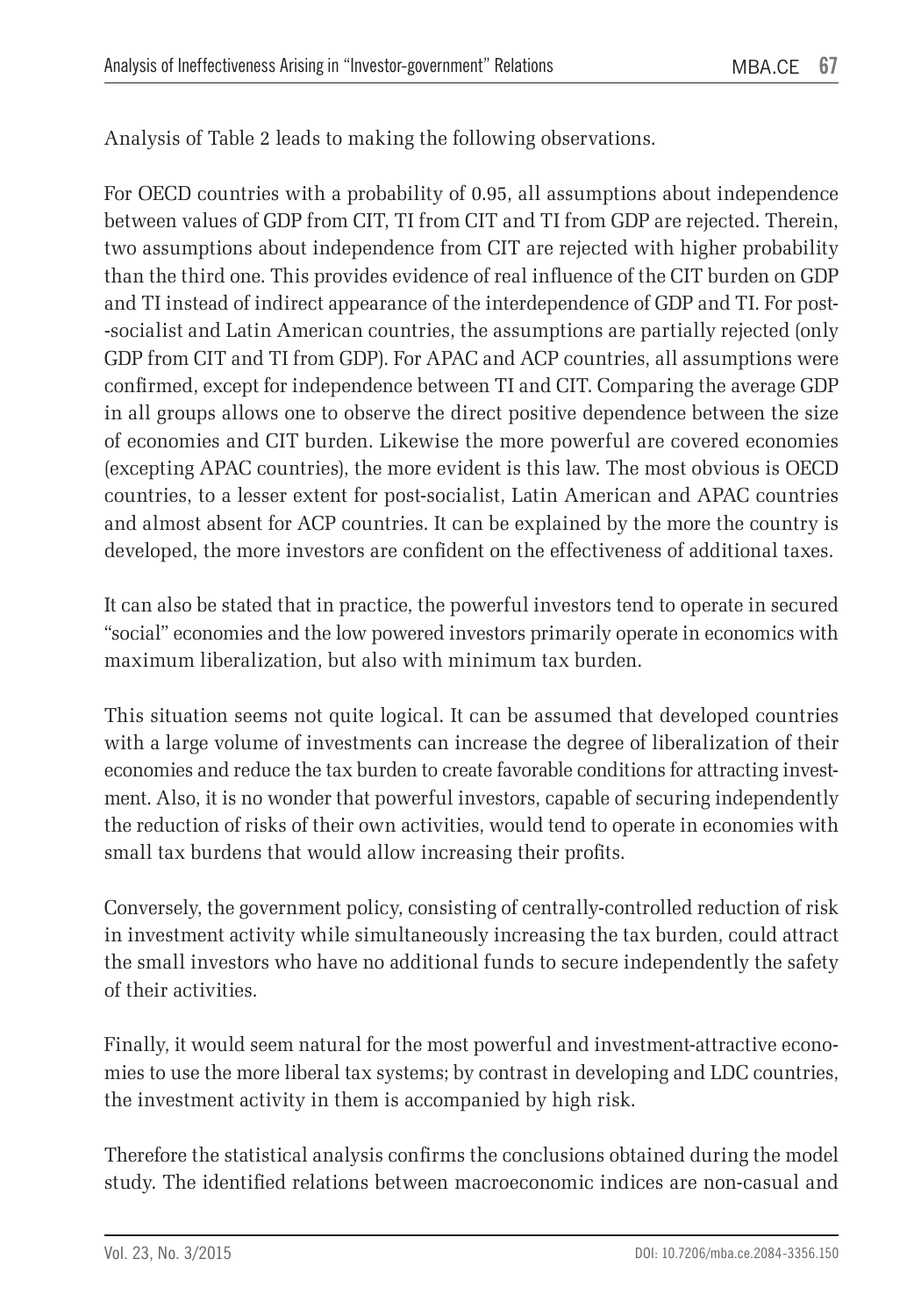Analysis of Table 2 leads to making the following observations.

For OECD countries with a probability of 0.95, all assumptions about independence between values of GDP from CIT, TI from CIT and TI from GDP are rejected. Therein, two assumptions about independence from CIT are rejected with higher probability than the third one. This provides evidence of real influence of the CIT burden on GDP and TI instead of indirect appearance of the interdependence of GDP and TI. For post--socialist and Latin American countries, the assumptions are partially rejected (only GDP from CIT and TI from GDP). For APAC and ACP countries, all assumptions were confirmed, except for independence between TI and CIT. Comparing the average GDP in all groups allows one to observe the direct positive dependence between the size of economies and CIT burden. Likewise the more powerful are covered economies (excepting APAC countries), the more evident is this law. The most obvious is OECD countries, to a lesser extent for post-socialist, Latin American and APAC countries and almost absent for ACP countries. It can be explained by the more the country is developed, the more investors are confident on the effectiveness of additional taxes.

It can also be stated that in practice, the powerful investors tend to operate in secured "social" economies and the low powered investors primarily operate in economics with maximum liberalization, but also with minimum tax burden.

This situation seems not quite logical. It can be assumed that developed countries with a large volume of investments can increase the degree of liberalization of their economies and reduce the tax burden to create favorable conditions for attracting investment. Also, it is no wonder that powerful investors, capable of securing independently the reduction of risks of their own activities, would tend to operate in economies with small tax burdens that would allow increasing their profits.

Conversely, the government policy, consisting of centrally-controlled reduction of risk in investment activity while simultaneously increasing the tax burden, could attract the small investors who have no additional funds to secure independently the safety of their activities.

Finally, it would seem natural for the most powerful and investment-attractive economies to use the more liberal tax systems; by contrast in developing and LDC countries, the investment activity in them is accompanied by high risk.

Therefore the statistical analysis confirms the conclusions obtained during the model study. The identified relations between macroeconomic indices are non-casual and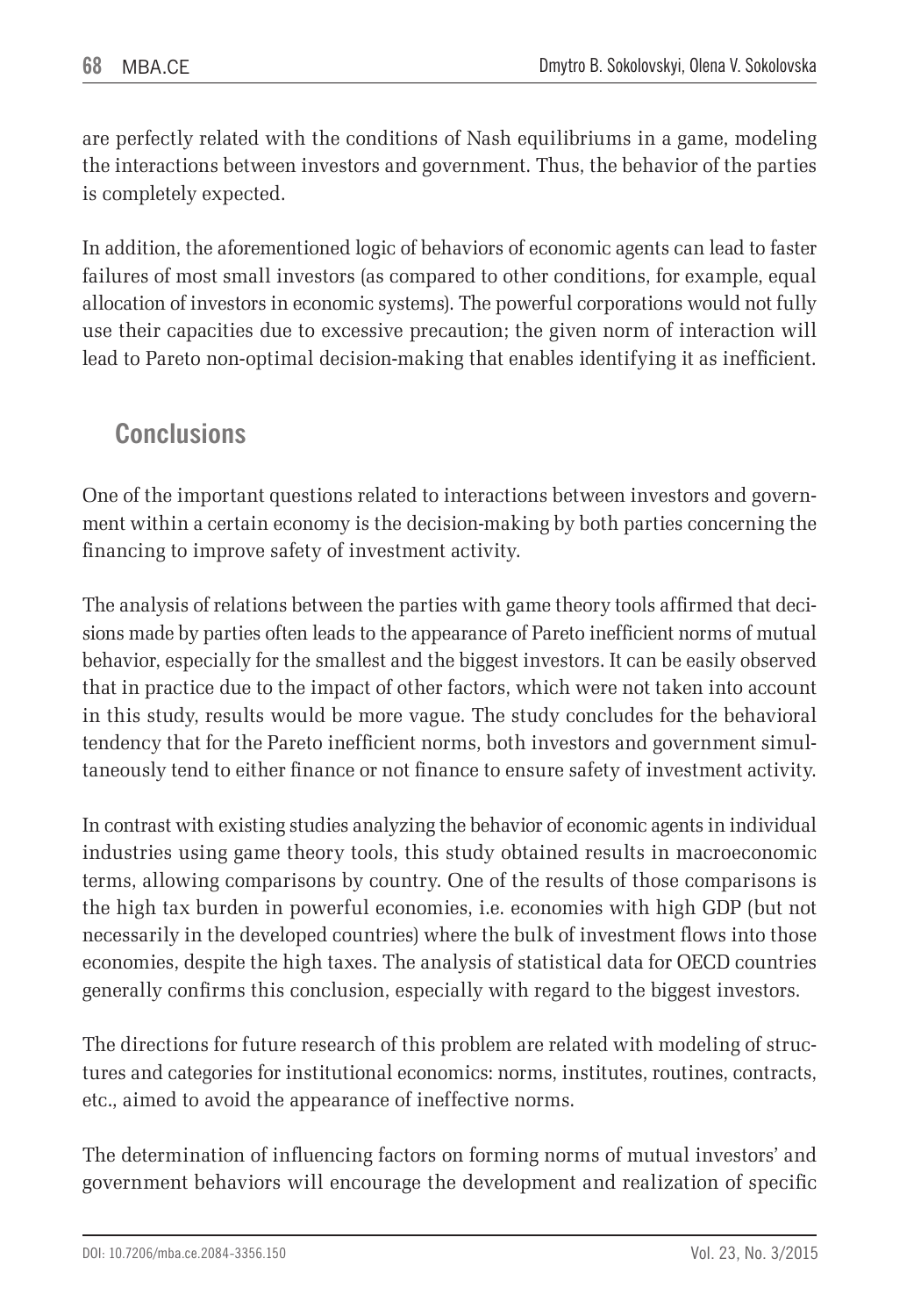are perfectly related with the conditions of Nash equilibriums in a game, modeling the interactions between investors and government. Thus, the behavior of the parties is completely expected.

In addition, the aforementioned logic of behaviors of economic agents can lead to faster failures of most small investors (as compared to other conditions, for example, equal allocation of investors in economic systems). The powerful corporations would not fully use their capacities due to excessive precaution; the given norm of interaction will lead to Pareto non-optimal decision-making that enables identifying it as inefficient.

## Conclusions

One of the important questions related to interactions between investors and government within a certain economy is the decision-making by both parties concerning the financing to improve safety of investment activity.

The analysis of relations between the parties with game theory tools affirmed that decisions made by parties often leads to the appearance of Pareto inefficient norms of mutual behavior, especially for the smallest and the biggest investors. It can be easily observed that in practice due to the impact of other factors, which were not taken into account in this study, results would be more vague. The study concludes for the behavioral tendency that for the Pareto inefficient norms, both investors and government simultaneously tend to either finance or not finance to ensure safety of investment activity.

In contrast with existing studies analyzing the behavior of economic agents in individual industries using game theory tools, this study obtained results in macroeconomic terms, allowing comparisons by country. One of the results of those comparisons is the high tax burden in powerful economies, i.e. economies with high GDP (but not necessarily in the developed countries) where the bulk of investment flows into those economies, despite the high taxes. The analysis of statistical data for OECD countries generally confirms this conclusion, especially with regard to the biggest investors.

The directions for future research of this problem are related with modeling of structures and categories for institutional economics: norms, institutes, routines, contracts, etc., aimed to avoid the appearance of ineffective norms.

The determination of influencing factors on forming norms of mutual investors' and government behaviors will encourage the development and realization of specific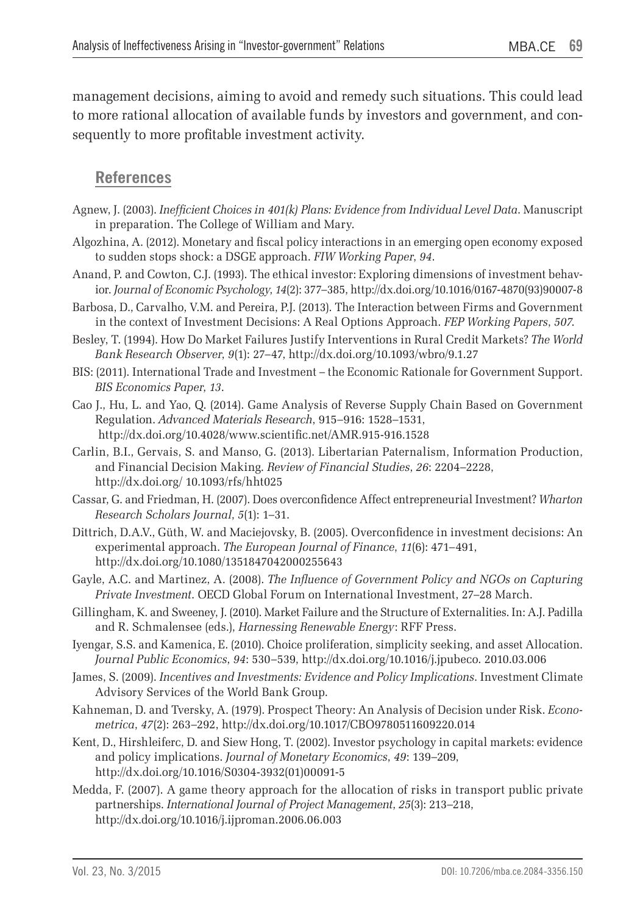management decisions, aiming to avoid and remedy such situations. This could lead to more rational allocation of available funds by investors and government, and consequently to more profitable investment activity.

## References

Agnew, J. (2003). *Inefficient Choices in 401(k) Plans: Evidence from Individual Level Data*. Manuscript in preparation. The College of William and Mary.

Algozhina, A. (2012). Monetary and fiscal policy interactions in an emerging open economy exposed to sudden stops shock: a DSGE approach. *FIW Working Paper*, *94*.

Anand, P. and Cowton, C.J. (1993). The ethical investor: Exploring dimensions of investment behavior. *Journal of Economic Psychology*, *14*(2): 377–385, http://dx.doi.org/10.1016/0167-4870(93)90007-8

Barbosa, D., Carvalho, V.M. and Pereira, P.J. (2013). The Interaction between Firms and Government in the context of Investment Decisions: A Real Options Approach. *FEP Working Papers*, *507*.

Besley, T. (1994). How Do Market Failures Justify Interventions in Rural Credit Markets? *The World Bank Research Observer*, *9*(1): 27–47, http://dx.doi.org/10.1093/wbro/9.1.27

BIS: (2011). International Trade and Investment – the Economic Rationale for Government Support. *BIS Economics Paper*, *13*.

Cao J., Hu, L. and Yao, Q. (2014). Game Analysis of Reverse Supply Chain Based on Government Regulation. *Advanced Materials Research*, 915–916: 1528–1531, http://dx.doi.org/10.4028/www.scientific.net/AMR.915-916.1528

Carlin, B.I., Gervais, S. and Manso, G. (2013). Libertarian Paternalism, Information Production, and Financial Decision Making. *Review of Financial Studies*, *26*: 2204–2228, http://dx.doi.org/ 10.1093/rfs/hht025

Cassar, G. and Friedman, H. (2007). Does overconfidence Affect entrepreneurial Investment? *Wharton Research Scholars Journal*, *5*(1): 1–31.

Dittrich, D.A.V., Güth, W. and Maciejovsky, B. (2005). Overconfidence in investment decisions: An experimental approach. *The European Journal of Finance*, *11*(6): 471–491, http://dx.doi.org/10.1080/1351847042000255643

Gayle, A.C. and Martinez, A. (2008). *The Influence of Government Policy and NGOs on Capturing Private Investment*. OECD Global Forum on International Investment, 27–28 March.

Gillingham, K. and Sweeney, J. (2010). Market Failure and the Structure of Externalities. In: A.J. Padilla and R. Schmalensee (eds.), *Harnessing Renewable Energy*: RFF Press.

Iyengar, S.S. and Kamenica, E. (2010). Choice proliferation, simplicity seeking, and asset Allocation. *Journal Public Economics*, *94*: 530–539, http://dx.doi.org/10.1016/j.jpubeco. 2010.03.006

James, S. (2009). *Incentives and Investments: Evidence and Policy Implications*. Investment Climate Advisory Services of the World Bank Group.

Kahneman, D. and Tversky, A. (1979). Prospect Theory: An Analysis of Decision under Risk. *Econometrica*, *47*(2): 263–292, http://dx.doi.org/10.1017/CBO9780511609220.014

Kent, D., Hirshleiferc, D. and Siew Hong, T. (2002). Investor psychology in capital markets: evidence and policy implications. *Journal of Monetary Economics*, *49*: 139–209, http://dx.doi.org/10.1016/S0304-3932(01)00091-5

Medda, F. (2007). A game theory approach for the allocation of risks in transport public private partnerships. *International Journal of Project Management, 25*(3): 213–218, http://dx.doi.org/10.1016/j.ijproman.2006.06.003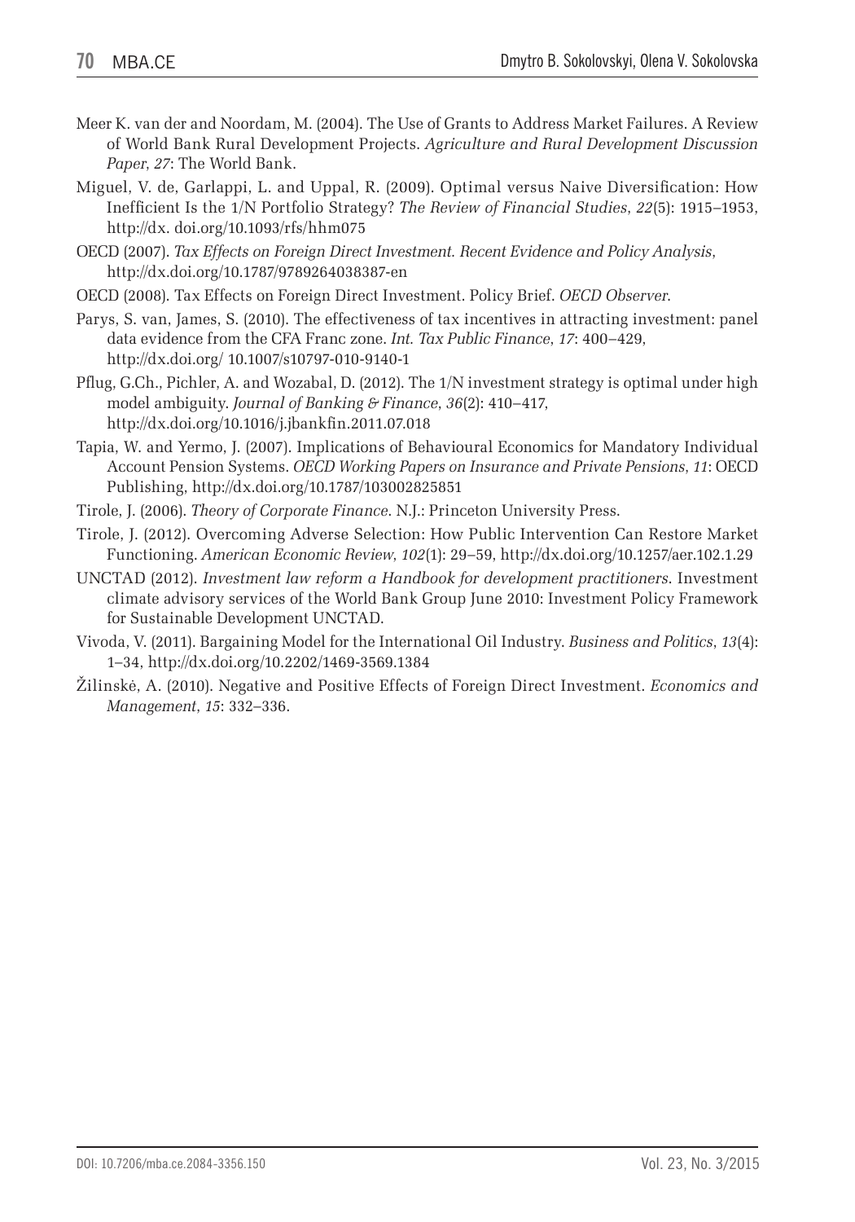Meer K. van der and Noordam, M. (2004). The Use of Grants to Address Market Failures. A Review of World Bank Rural Development Projects. *Agriculture and Rural Development Discussion Paper*, *27*: The World Bank.

Miguel, V. de, Garlappi, L. and Uppal, R. (2009). Optimal versus Naive Diversification: How Inefficient Is the 1/N Portfolio Strategy? *The Review of Financial Studies, 22*(5): 1915–1953, http://dx. doi.org/10.1093/rfs/hhm075

OECD (2007). *Tax Effects on Foreign Direct Investment. Recent Evidence and Policy Analysis*, http://dx.doi.org/10.1787/9789264038387-en

OECD (2008). Tax Effects on Foreign Direct Investment. Policy Brief. *OECD Observer*.

Parys, S. van, James, S. (2010). The effectiveness of tax incentives in attracting investment: panel data evidence from the CFA Franc zone. *Int. Tax Public Finance*, *17*: 400–429, http://dx.doi.org/ 10.1007/s10797-010-9140-1

Pflug, G.Ch., Pichler, A. and Wozabal, D. (2012). The 1/N investment strategy is optimal under high model ambiguity. *Journal of Banking & Finance*, *36*(2): 410–417, http://dx.doi.org/10.1016/j.jbankfin.2011.07.018

Tapia, W. and Yermo, J. (2007). Implications of Behavioural Economics for Mandatory Individual Account Pension Systems. *OECD Working Papers on Insurance and Private Pensions*, *11*: OECD Publishing, http://dx.doi.org/10.1787/103002825851

Tirole, J. (2006). *Theory of Corporate Finance*. N.J.: Princeton University Press.

Tirole, J. (2012). Overcoming Adverse Selection: How Public Intervention Can Restore Market Functioning. *American Economic Review*, *102*(1): 29–59, http://dx.doi.org/10.1257/aer.102.1.29

UNCTAD (2012). *Investment law reform a Handbook for development practitioners*. Investment climate advisory services of the World Bank Group June 2010: Investment Policy Framework for Sustainable Development UNCTAD.

Vivoda, V. (2011). Bargaining Model for the International Oil Industry. *Business and Politics*, *13*(4): 1–34, http://dx.doi.org/10.2202/1469-3569.1384

Žilinskė, A. (2010). Negative and Positive Effects of Foreign Direct Investment. *Economics and Management*, *15*: 332–336.